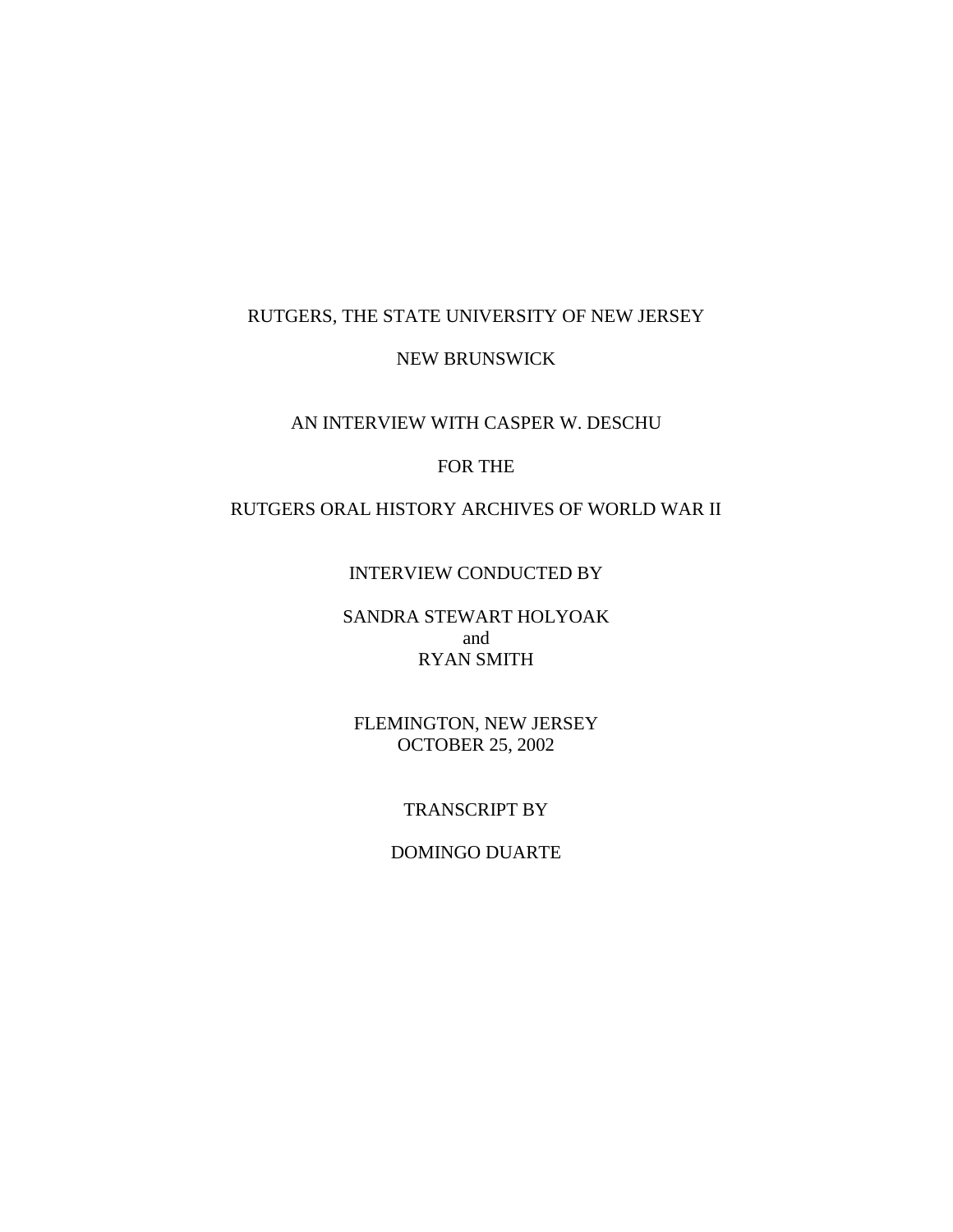RUTGERS, THE STATE UNIVERSITY OF NEW JERSEY

NEW BRUNSWICK

AN INTERVIEW WITH CASPER W. DESCHU

FOR THE

RUTGERS ORAL HISTORY ARCHIVES OF WORLD WAR II

INTERVIEW CONDUCTED BY

SANDRA STEWART HOLYOAK
and
RYAN SMITH

FLEMINGTON, NEW JERSEY
OCTOBER 25, 2002

TRANSCRIPT BY

DOMINGO DUARTE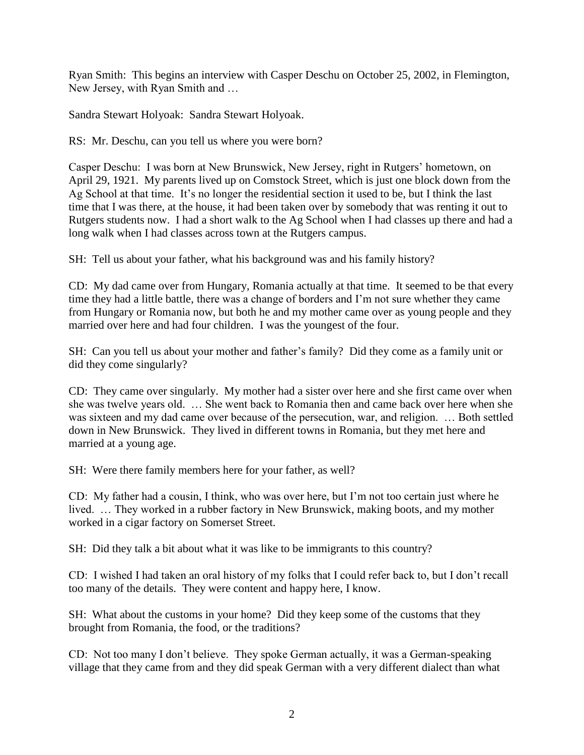Ryan Smith: This begins an interview with Casper Deschu on October 25, 2002, in Flemington, New Jersey, with Ryan Smith and …

Sandra Stewart Holyoak: Sandra Stewart Holyoak.

RS: Mr. Deschu, can you tell us where you were born?

Casper Deschu: I was born at New Brunswick, New Jersey, right in Rutgers' hometown, on April 29, 1921. My parents lived up on Comstock Street, which is just one block down from the Ag School at that time. It's no longer the residential section it used to be, but I think the last time that I was there, at the house, it had been taken over by somebody that was renting it out to Rutgers students now. I had a short walk to the Ag School when I had classes up there and had a long walk when I had classes across town at the Rutgers campus.

SH: Tell us about your father, what his background was and his family history?

CD: My dad came over from Hungary, Romania actually at that time. It seemed to be that every time they had a little battle, there was a change of borders and I'm not sure whether they came from Hungary or Romania now, but both he and my mother came over as young people and they married over here and had four children. I was the youngest of the four.

SH: Can you tell us about your mother and father's family? Did they come as a family unit or did they come singularly?

CD: They came over singularly. My mother had a sister over here and she first came over when she was twelve years old. … She went back to Romania then and came back over here when she was sixteen and my dad came over because of the persecution, war, and religion. … Both settled down in New Brunswick. They lived in different towns in Romania, but they met here and married at a young age.

SH: Were there family members here for your father, as well?

CD: My father had a cousin, I think, who was over here, but I'm not too certain just where he lived. … They worked in a rubber factory in New Brunswick, making boots, and my mother worked in a cigar factory on Somerset Street.

SH: Did they talk a bit about what it was like to be immigrants to this country?

CD: I wished I had taken an oral history of my folks that I could refer back to, but I don't recall too many of the details. They were content and happy here, I know.

SH: What about the customs in your home? Did they keep some of the customs that they brought from Romania, the food, or the traditions?

CD: Not too many I don't believe. They spoke German actually, it was a German-speaking village that they came from and they did speak German with a very different dialect than what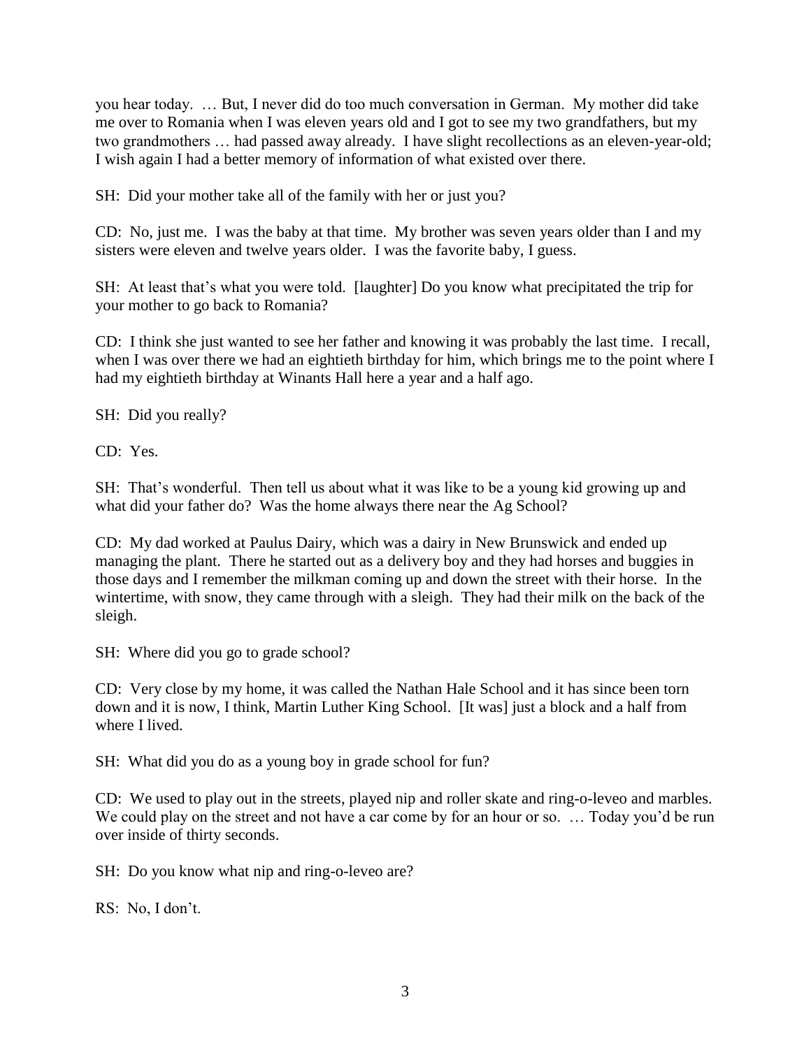you hear today. … But, I never did do too much conversation in German. My mother did take me over to Romania when I was eleven years old and I got to see my two grandfathers, but my two grandmothers … had passed away already. I have slight recollections as an eleven-year-old; I wish again I had a better memory of information of what existed over there.

SH: Did your mother take all of the family with her or just you?

CD: No, just me. I was the baby at that time. My brother was seven years older than I and my sisters were eleven and twelve years older. I was the favorite baby, I guess.

SH: At least that's what you were told. [laughter] Do you know what precipitated the trip for your mother to go back to Romania?

CD: I think she just wanted to see her father and knowing it was probably the last time. I recall, when I was over there we had an eightieth birthday for him, which brings me to the point where I had my eightieth birthday at Winants Hall here a year and a half ago.

SH: Did you really?

CD: Yes.

SH: That's wonderful. Then tell us about what it was like to be a young kid growing up and what did your father do? Was the home always there near the Ag School?

CD: My dad worked at Paulus Dairy, which was a dairy in New Brunswick and ended up managing the plant. There he started out as a delivery boy and they had horses and buggies in those days and I remember the milkman coming up and down the street with their horse. In the wintertime, with snow, they came through with a sleigh. They had their milk on the back of the sleigh.

SH: Where did you go to grade school?

CD: Very close by my home, it was called the Nathan Hale School and it has since been torn down and it is now, I think, Martin Luther King School. [It was] just a block and a half from where I lived.

SH: What did you do as a young boy in grade school for fun?

CD: We used to play out in the streets, played nip and roller skate and ring-o-leveo and marbles. We could play on the street and not have a car come by for an hour or so. … Today you'd be run over inside of thirty seconds.

SH: Do you know what nip and ring-o-leveo are?

RS: No, I don't.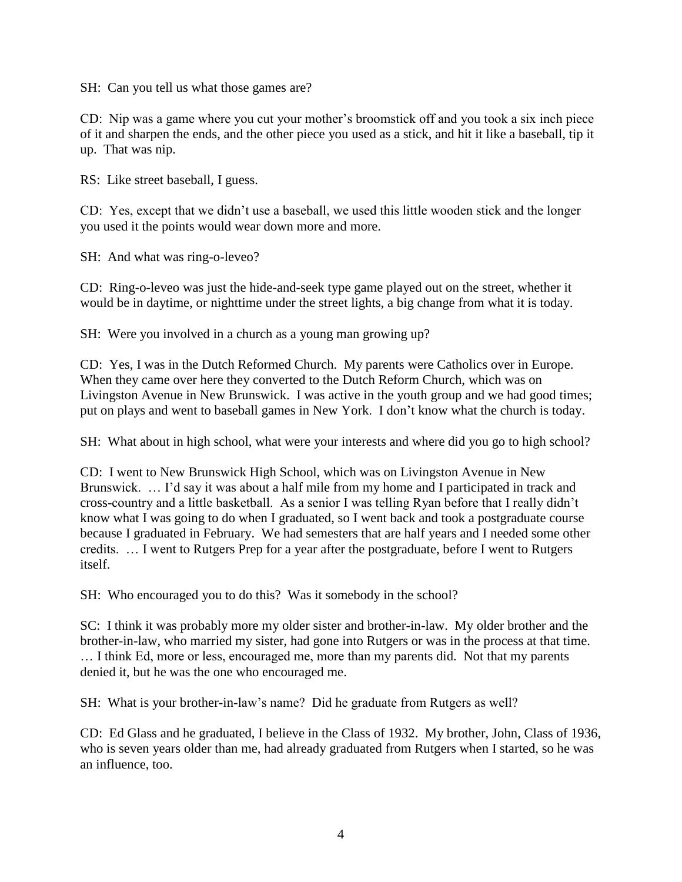SH: Can you tell us what those games are?

CD: Nip was a game where you cut your mother's broomstick off and you took a six inch piece of it and sharpen the ends, and the other piece you used as a stick, and hit it like a baseball, tip it up. That was nip.

RS: Like street baseball, I guess.

CD: Yes, except that we didn't use a baseball, we used this little wooden stick and the longer you used it the points would wear down more and more.

SH: And what was ring-o-leveo?

CD: Ring-o-leveo was just the hide-and-seek type game played out on the street, whether it would be in daytime, or nighttime under the street lights, a big change from what it is today.

SH: Were you involved in a church as a young man growing up?

CD: Yes, I was in the Dutch Reformed Church. My parents were Catholics over in Europe. When they came over here they converted to the Dutch Reform Church, which was on Livingston Avenue in New Brunswick. I was active in the youth group and we had good times; put on plays and went to baseball games in New York. I don't know what the church is today.

SH: What about in high school, what were your interests and where did you go to high school?

CD: I went to New Brunswick High School, which was on Livingston Avenue in New Brunswick. … I'd say it was about a half mile from my home and I participated in track and cross-country and a little basketball. As a senior I was telling Ryan before that I really didn't know what I was going to do when I graduated, so I went back and took a postgraduate course because I graduated in February. We had semesters that are half years and I needed some other credits. … I went to Rutgers Prep for a year after the postgraduate, before I went to Rutgers itself.

SH: Who encouraged you to do this? Was it somebody in the school?

SC: I think it was probably more my older sister and brother-in-law. My older brother and the brother-in-law, who married my sister, had gone into Rutgers or was in the process at that time. … I think Ed, more or less, encouraged me, more than my parents did. Not that my parents denied it, but he was the one who encouraged me.

SH: What is your brother-in-law's name? Did he graduate from Rutgers as well?

CD: Ed Glass and he graduated, I believe in the Class of 1932. My brother, John, Class of 1936, who is seven years older than me, had already graduated from Rutgers when I started, so he was an influence, too.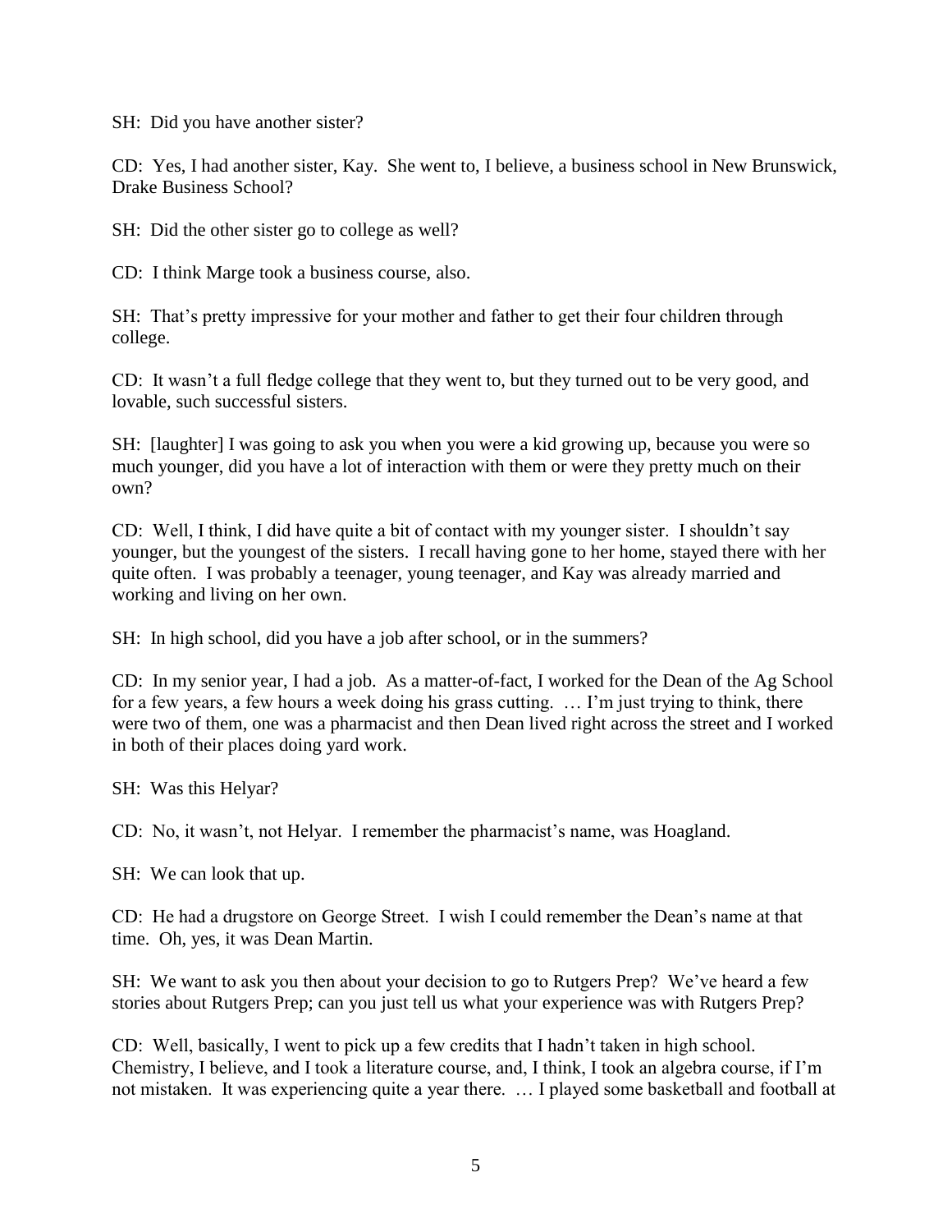SH: Did you have another sister?

CD: Yes, I had another sister, Kay. She went to, I believe, a business school in New Brunswick, Drake Business School?

SH: Did the other sister go to college as well?

CD: I think Marge took a business course, also.

SH: That's pretty impressive for your mother and father to get their four children through college.

CD: It wasn't a full fledge college that they went to, but they turned out to be very good, and lovable, such successful sisters.

SH: [laughter] I was going to ask you when you were a kid growing up, because you were so much younger, did you have a lot of interaction with them or were they pretty much on their own?

CD: Well, I think, I did have quite a bit of contact with my younger sister. I shouldn't say younger, but the youngest of the sisters. I recall having gone to her home, stayed there with her quite often. I was probably a teenager, young teenager, and Kay was already married and working and living on her own.

SH: In high school, did you have a job after school, or in the summers?

CD: In my senior year, I had a job. As a matter-of-fact, I worked for the Dean of the Ag School for a few years, a few hours a week doing his grass cutting. … I'm just trying to think, there were two of them, one was a pharmacist and then Dean lived right across the street and I worked in both of their places doing yard work.

SH: Was this Helyar?

CD: No, it wasn't, not Helyar. I remember the pharmacist's name, was Hoagland.

SH: We can look that up.

CD: He had a drugstore on George Street. I wish I could remember the Dean's name at that time. Oh, yes, it was Dean Martin.

SH: We want to ask you then about your decision to go to Rutgers Prep? We've heard a few stories about Rutgers Prep; can you just tell us what your experience was with Rutgers Prep?

CD: Well, basically, I went to pick up a few credits that I hadn't taken in high school. Chemistry, I believe, and I took a literature course, and, I think, I took an algebra course, if I'm not mistaken. It was experiencing quite a year there. … I played some basketball and football at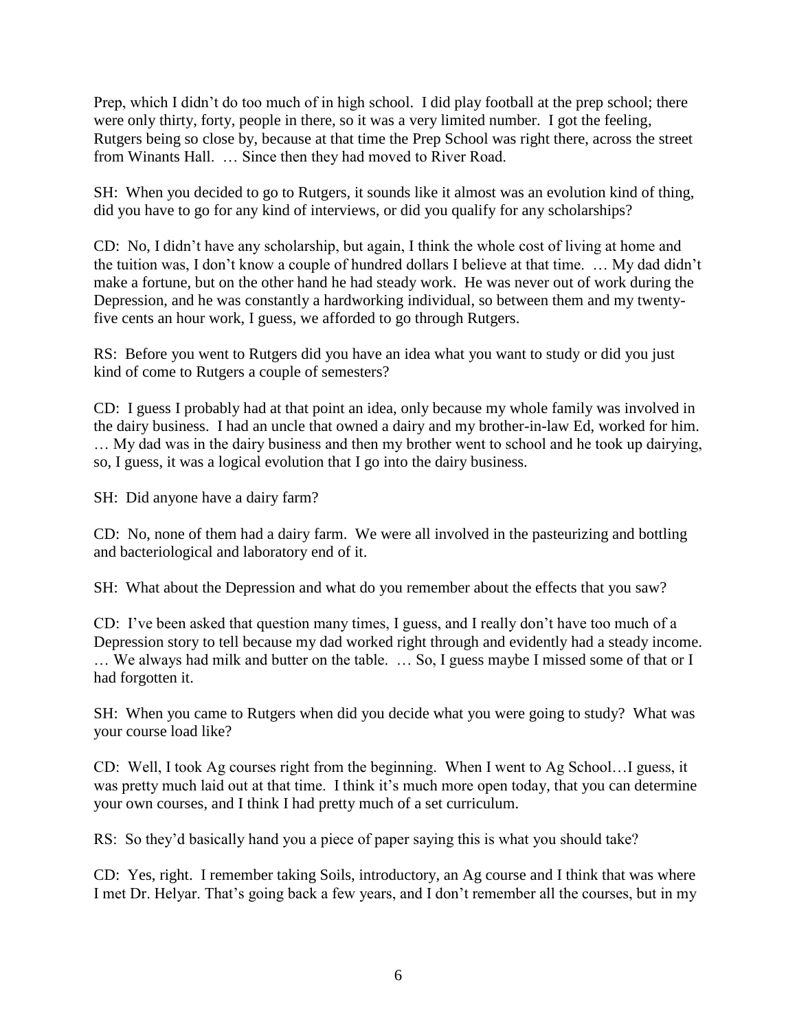Prep, which I didn't do too much of in high school. I did play football at the prep school; there were only thirty, forty, people in there, so it was a very limited number. I got the feeling, Rutgers being so close by, because at that time the Prep School was right there, across the street from Winants Hall. … Since then they had moved to River Road.

SH: When you decided to go to Rutgers, it sounds like it almost was an evolution kind of thing, did you have to go for any kind of interviews, or did you qualify for any scholarships?

CD: No, I didn't have any scholarship, but again, I think the whole cost of living at home and the tuition was, I don't know a couple of hundred dollars I believe at that time. … My dad didn't make a fortune, but on the other hand he had steady work. He was never out of work during the Depression, and he was constantly a hardworking individual, so between them and my twenty-five cents an hour work, I guess, we afforded to go through Rutgers.

RS: Before you went to Rutgers did you have an idea what you want to study or did you just kind of come to Rutgers a couple of semesters?

CD: I guess I probably had at that point an idea, only because my whole family was involved in the dairy business. I had an uncle that owned a dairy and my brother-in-law Ed, worked for him. … My dad was in the dairy business and then my brother went to school and he took up dairying, so, I guess, it was a logical evolution that I go into the dairy business.

SH: Did anyone have a dairy farm?

CD: No, none of them had a dairy farm. We were all involved in the pasteurizing and bottling and bacteriological and laboratory end of it.

SH: What about the Depression and what do you remember about the effects that you saw?

CD: I've been asked that question many times, I guess, and I really don't have too much of a Depression story to tell because my dad worked right through and evidently had a steady income. … We always had milk and butter on the table. … So, I guess maybe I missed some of that or I had forgotten it.

SH: When you came to Rutgers when did you decide what you were going to study? What was your course load like?

CD: Well, I took Ag courses right from the beginning. When I went to Ag School…I guess, it was pretty much laid out at that time. I think it's much more open today, that you can determine your own courses, and I think I had pretty much of a set curriculum.

RS: So they'd basically hand you a piece of paper saying this is what you should take?

CD: Yes, right. I remember taking Soils, introductory, an Ag course and I think that was where I met Dr. Helyar. That's going back a few years, and I don't remember all the courses, but in my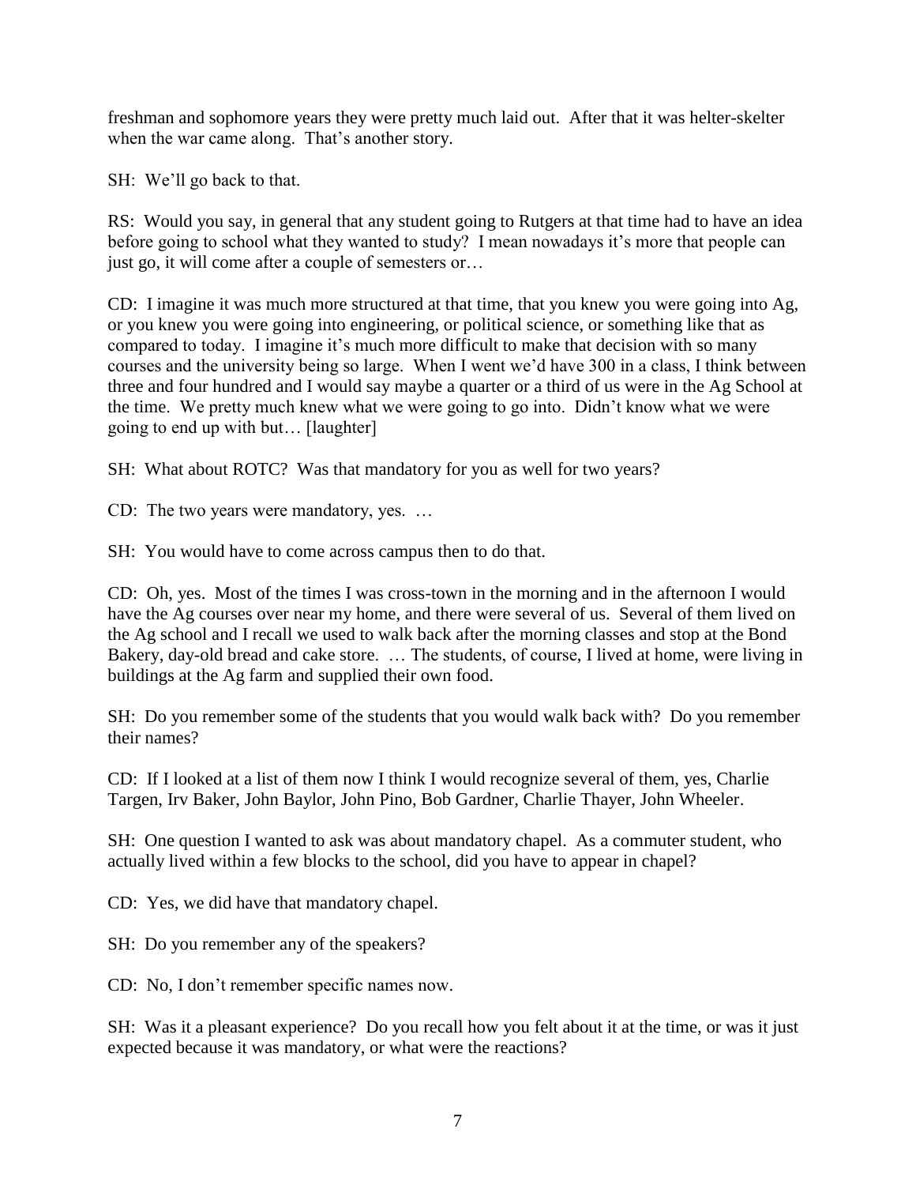freshman and sophomore years they were pretty much laid out. After that it was helter-skelter when the war came along. That's another story.

SH: We'll go back to that.

RS: Would you say, in general that any student going to Rutgers at that time had to have an idea before going to school what they wanted to study? I mean nowadays it's more that people can just go, it will come after a couple of semesters or…

CD: I imagine it was much more structured at that time, that you knew you were going into Ag, or you knew you were going into engineering, or political science, or something like that as compared to today. I imagine it's much more difficult to make that decision with so many courses and the university being so large. When I went we'd have 300 in a class, I think between three and four hundred and I would say maybe a quarter or a third of us were in the Ag School at the time. We pretty much knew what we were going to go into. Didn't know what we were going to end up with but… [laughter]

SH: What about ROTC? Was that mandatory for you as well for two years?

CD: The two years were mandatory, yes. …

SH: You would have to come across campus then to do that.

CD: Oh, yes. Most of the times I was cross-town in the morning and in the afternoon I would have the Ag courses over near my home, and there were several of us. Several of them lived on the Ag school and I recall we used to walk back after the morning classes and stop at the Bond Bakery, day-old bread and cake store. … The students, of course, I lived at home, were living in buildings at the Ag farm and supplied their own food.

SH: Do you remember some of the students that you would walk back with? Do you remember their names?

CD: If I looked at a list of them now I think I would recognize several of them, yes, Charlie Targen, Irv Baker, John Baylor, John Pino, Bob Gardner, Charlie Thayer, John Wheeler.

SH: One question I wanted to ask was about mandatory chapel. As a commuter student, who actually lived within a few blocks to the school, did you have to appear in chapel?

CD: Yes, we did have that mandatory chapel.

SH: Do you remember any of the speakers?

CD: No, I don't remember specific names now.

SH: Was it a pleasant experience? Do you recall how you felt about it at the time, or was it just expected because it was mandatory, or what were the reactions?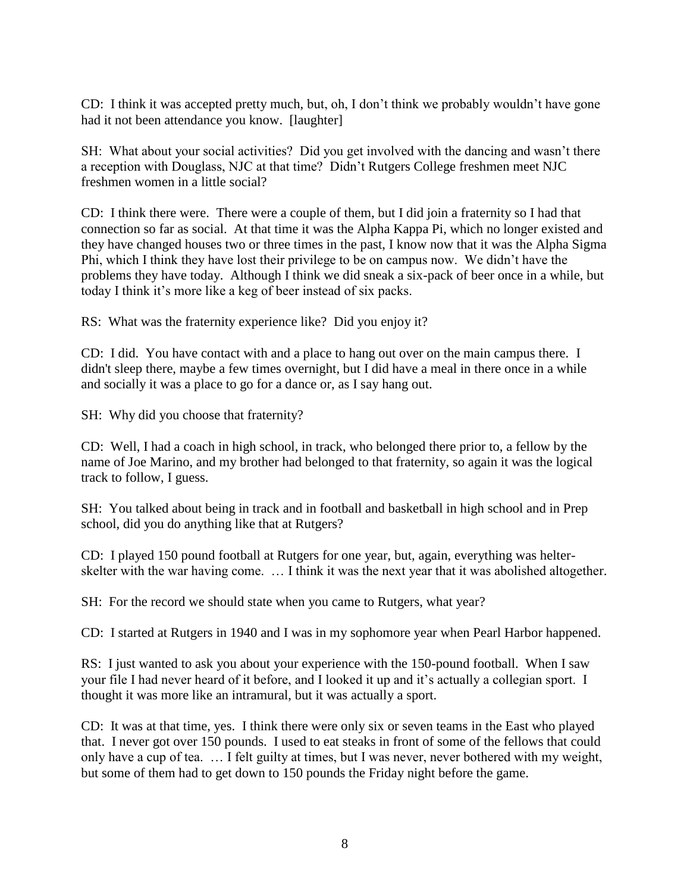CD: I think it was accepted pretty much, but, oh, I don't think we probably wouldn't have gone had it not been attendance you know. [laughter]

SH: What about your social activities? Did you get involved with the dancing and wasn't there a reception with Douglass, NJC at that time? Didn't Rutgers College freshmen meet NJC freshmen women in a little social?

CD: I think there were. There were a couple of them, but I did join a fraternity so I had that connection so far as social. At that time it was the Alpha Kappa Pi, which no longer existed and they have changed houses two or three times in the past, I know now that it was the Alpha Sigma Phi, which I think they have lost their privilege to be on campus now. We didn't have the problems they have today. Although I think we did sneak a six-pack of beer once in a while, but today I think it's more like a keg of beer instead of six packs.

RS: What was the fraternity experience like? Did you enjoy it?

CD: I did. You have contact with and a place to hang out over on the main campus there. I didn't sleep there, maybe a few times overnight, but I did have a meal in there once in a while and socially it was a place to go for a dance or, as I say hang out.

SH: Why did you choose that fraternity?

CD: Well, I had a coach in high school, in track, who belonged there prior to, a fellow by the name of Joe Marino, and my brother had belonged to that fraternity, so again it was the logical track to follow, I guess.

SH: You talked about being in track and in football and basketball in high school and in Prep school, did you do anything like that at Rutgers?

CD: I played 150 pound football at Rutgers for one year, but, again, everything was helter-skelter with the war having come. … I think it was the next year that it was abolished altogether.

SH: For the record we should state when you came to Rutgers, what year?

CD: I started at Rutgers in 1940 and I was in my sophomore year when Pearl Harbor happened.

RS: I just wanted to ask you about your experience with the 150-pound football. When I saw your file I had never heard of it before, and I looked it up and it's actually a collegian sport. I thought it was more like an intramural, but it was actually a sport.

CD: It was at that time, yes. I think there were only six or seven teams in the East who played that. I never got over 150 pounds. I used to eat steaks in front of some of the fellows that could only have a cup of tea. … I felt guilty at times, but I was never, never bothered with my weight, but some of them had to get down to 150 pounds the Friday night before the game.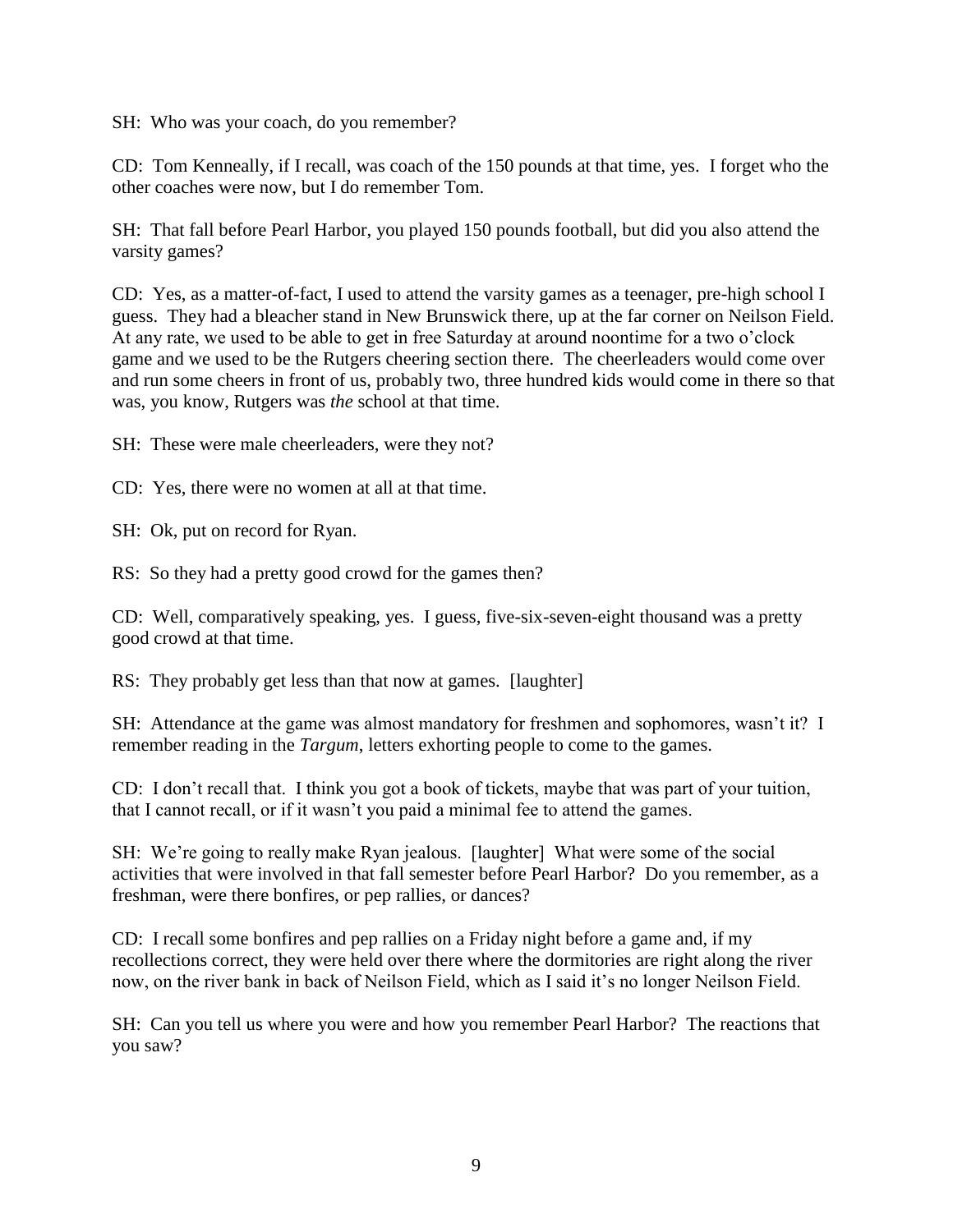SH: Who was your coach, do you remember?

CD: Tom Kenneally, if I recall, was coach of the 150 pounds at that time, yes. I forget who the other coaches were now, but I do remember Tom.

SH: That fall before Pearl Harbor, you played 150 pounds football, but did you also attend the varsity games?

CD: Yes, as a matter-of-fact, I used to attend the varsity games as a teenager, pre-high school I guess. They had a bleacher stand in New Brunswick there, up at the far corner on Neilson Field. At any rate, we used to be able to get in free Saturday at around noontime for a two o'clock game and we used to be the Rutgers cheering section there. The cheerleaders would come over and run some cheers in front of us, probably two, three hundred kids would come in there so that was, you know, Rutgers was *the* school at that time.

SH: These were male cheerleaders, were they not?

CD: Yes, there were no women at all at that time.

SH: Ok, put on record for Ryan.

RS: So they had a pretty good crowd for the games then?

CD: Well, comparatively speaking, yes. I guess, five-six-seven-eight thousand was a pretty good crowd at that time.

RS: They probably get less than that now at games. [laughter]

SH: Attendance at the game was almost mandatory for freshmen and sophomores, wasn't it? I remember reading in the *Targum*, letters exhorting people to come to the games.

CD: I don't recall that. I think you got a book of tickets, maybe that was part of your tuition, that I cannot recall, or if it wasn't you paid a minimal fee to attend the games.

SH: We're going to really make Ryan jealous. [laughter] What were some of the social activities that were involved in that fall semester before Pearl Harbor? Do you remember, as a freshman, were there bonfires, or pep rallies, or dances?

CD: I recall some bonfires and pep rallies on a Friday night before a game and, if my recollections correct, they were held over there where the dormitories are right along the river now, on the river bank in back of Neilson Field, which as I said it's no longer Neilson Field.

SH: Can you tell us where you were and how you remember Pearl Harbor? The reactions that you saw?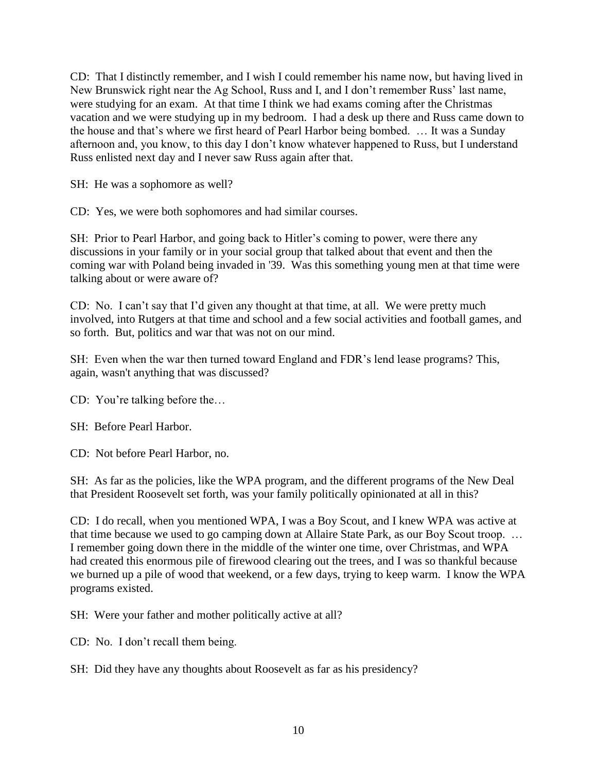CD: That I distinctly remember, and I wish I could remember his name now, but having lived in New Brunswick right near the Ag School, Russ and I, and I don't remember Russ' last name, were studying for an exam. At that time I think we had exams coming after the Christmas vacation and we were studying up in my bedroom. I had a desk up there and Russ came down to the house and that's where we first heard of Pearl Harbor being bombed. … It was a Sunday afternoon and, you know, to this day I don't know whatever happened to Russ, but I understand Russ enlisted next day and I never saw Russ again after that.

SH: He was a sophomore as well?

CD: Yes, we were both sophomores and had similar courses.

SH: Prior to Pearl Harbor, and going back to Hitler's coming to power, were there any discussions in your family or in your social group that talked about that event and then the coming war with Poland being invaded in '39. Was this something young men at that time were talking about or were aware of?

CD: No. I can't say that I'd given any thought at that time, at all. We were pretty much involved, into Rutgers at that time and school and a few social activities and football games, and so forth. But, politics and war that was not on our mind.

SH: Even when the war then turned toward England and FDR's lend lease programs? This, again, wasn't anything that was discussed?

CD: You're talking before the…

SH: Before Pearl Harbor.

CD: Not before Pearl Harbor, no.

SH: As far as the policies, like the WPA program, and the different programs of the New Deal that President Roosevelt set forth, was your family politically opinionated at all in this?

CD: I do recall, when you mentioned WPA, I was a Boy Scout, and I knew WPA was active at that time because we used to go camping down at Allaire State Park, as our Boy Scout troop. … I remember going down there in the middle of the winter one time, over Christmas, and WPA had created this enormous pile of firewood clearing out the trees, and I was so thankful because we burned up a pile of wood that weekend, or a few days, trying to keep warm. I know the WPA programs existed.

SH: Were your father and mother politically active at all?

CD: No. I don't recall them being.

SH: Did they have any thoughts about Roosevelt as far as his presidency?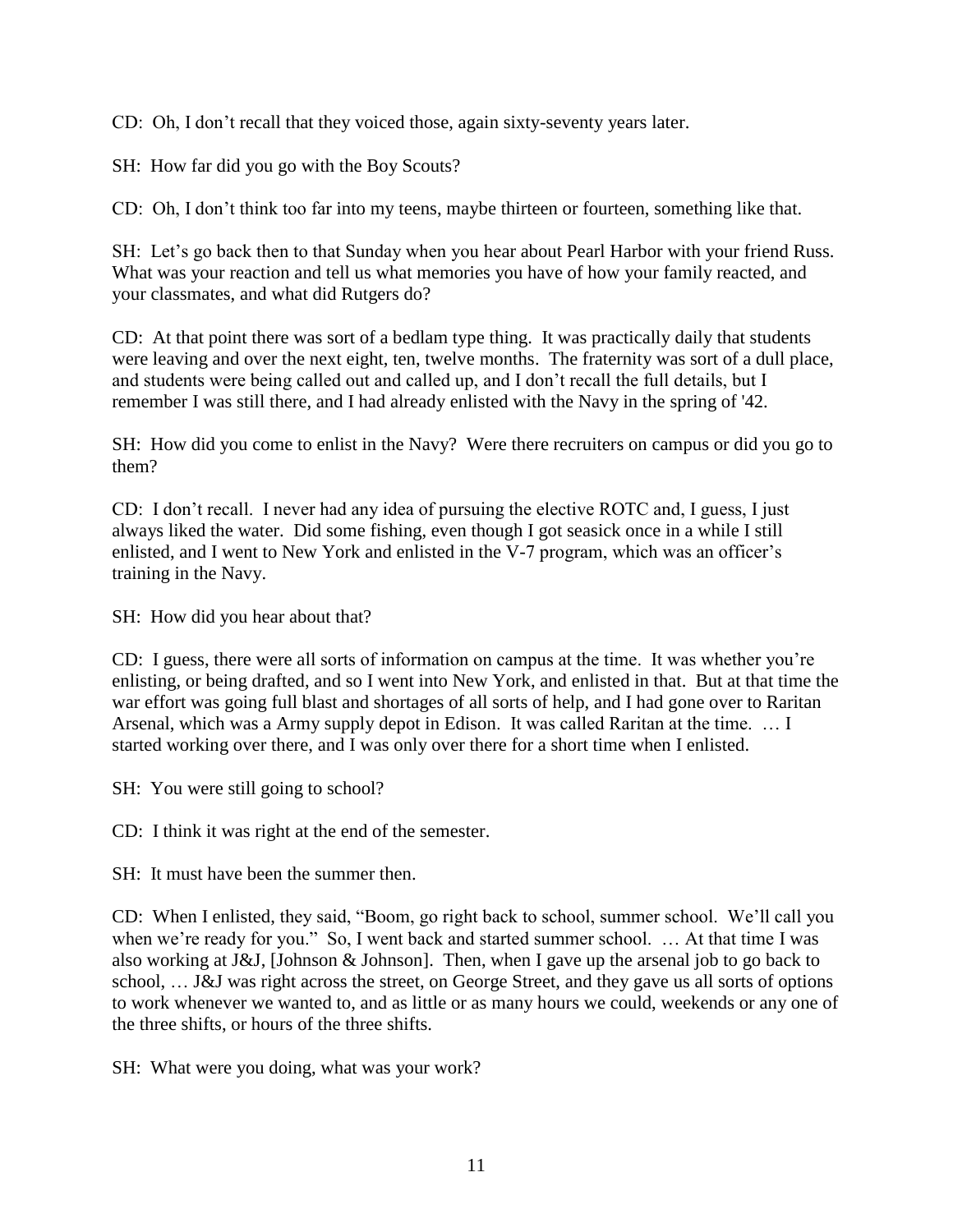CD: Oh, I don't recall that they voiced those, again sixty-seventy years later.

SH: How far did you go with the Boy Scouts?

CD: Oh, I don't think too far into my teens, maybe thirteen or fourteen, something like that.

SH: Let's go back then to that Sunday when you hear about Pearl Harbor with your friend Russ. What was your reaction and tell us what memories you have of how your family reacted, and your classmates, and what did Rutgers do?

CD: At that point there was sort of a bedlam type thing. It was practically daily that students were leaving and over the next eight, ten, twelve months. The fraternity was sort of a dull place, and students were being called out and called up, and I don't recall the full details, but I remember I was still there, and I had already enlisted with the Navy in the spring of '42.

SH: How did you come to enlist in the Navy? Were there recruiters on campus or did you go to them?

CD: I don't recall. I never had any idea of pursuing the elective ROTC and, I guess, I just always liked the water. Did some fishing, even though I got seasick once in a while I still enlisted, and I went to New York and enlisted in the V-7 program, which was an officer's training in the Navy.

SH: How did you hear about that?

CD: I guess, there were all sorts of information on campus at the time. It was whether you're enlisting, or being drafted, and so I went into New York, and enlisted in that. But at that time the war effort was going full blast and shortages of all sorts of help, and I had gone over to Raritan Arsenal, which was a Army supply depot in Edison. It was called Raritan at the time. … I started working over there, and I was only over there for a short time when I enlisted.

SH: You were still going to school?

CD: I think it was right at the end of the semester.

SH: It must have been the summer then.

CD: When I enlisted, they said, "Boom, go right back to school, summer school. We'll call you when we're ready for you." So, I went back and started summer school. … At that time I was also working at J&J, [Johnson & Johnson]. Then, when I gave up the arsenal job to go back to school, … J&J was right across the street, on George Street, and they gave us all sorts of options to work whenever we wanted to, and as little or as many hours we could, weekends or any one of the three shifts, or hours of the three shifts.

SH: What were you doing, what was your work?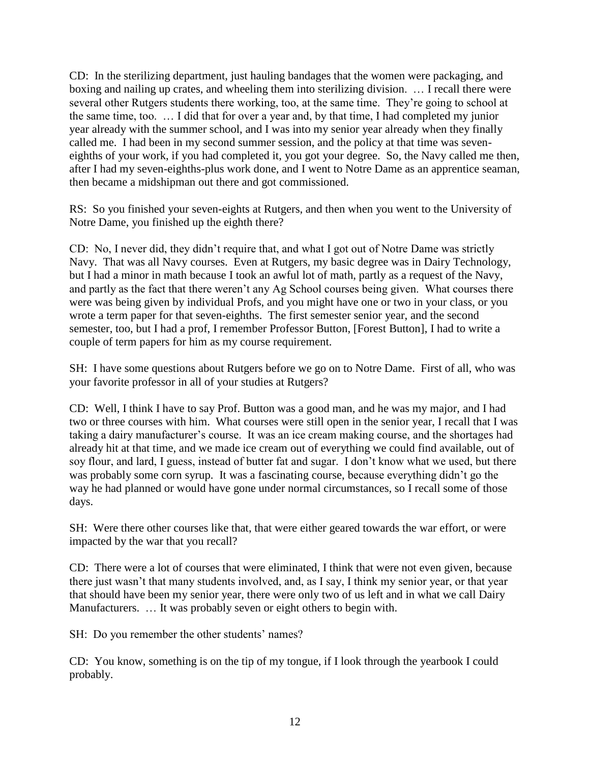CD: In the sterilizing department, just hauling bandages that the women were packaging, and boxing and nailing up crates, and wheeling them into sterilizing division. … I recall there were several other Rutgers students there working, too, at the same time. They're going to school at the same time, too. … I did that for over a year and, by that time, I had completed my junior year already with the summer school, and I was into my senior year already when they finally called me. I had been in my second summer session, and the policy at that time was seven-eighths of your work, if you had completed it, you got your degree. So, the Navy called me then, after I had my seven-eighths-plus work done, and I went to Notre Dame as an apprentice seaman, then became a midshipman out there and got commissioned.

RS: So you finished your seven-eights at Rutgers, and then when you went to the University of Notre Dame, you finished up the eighth there?

CD: No, I never did, they didn't require that, and what I got out of Notre Dame was strictly Navy. That was all Navy courses. Even at Rutgers, my basic degree was in Dairy Technology, but I had a minor in math because I took an awful lot of math, partly as a request of the Navy, and partly as the fact that there weren't any Ag School courses being given. What courses there were was being given by individual Profs, and you might have one or two in your class, or you wrote a term paper for that seven-eighths. The first semester senior year, and the second semester, too, but I had a prof, I remember Professor Button, [Forest Button], I had to write a couple of term papers for him as my course requirement.

SH: I have some questions about Rutgers before we go on to Notre Dame. First of all, who was your favorite professor in all of your studies at Rutgers?

CD: Well, I think I have to say Prof. Button was a good man, and he was my major, and I had two or three courses with him. What courses were still open in the senior year, I recall that I was taking a dairy manufacturer's course. It was an ice cream making course, and the shortages had already hit at that time, and we made ice cream out of everything we could find available, out of soy flour, and lard, I guess, instead of butter fat and sugar. I don't know what we used, but there was probably some corn syrup. It was a fascinating course, because everything didn't go the way he had planned or would have gone under normal circumstances, so I recall some of those days.

SH: Were there other courses like that, that were either geared towards the war effort, or were impacted by the war that you recall?

CD: There were a lot of courses that were eliminated, I think that were not even given, because there just wasn't that many students involved, and, as I say, I think my senior year, or that year that should have been my senior year, there were only two of us left and in what we call Dairy Manufacturers. … It was probably seven or eight others to begin with.

SH: Do you remember the other students' names?

CD: You know, something is on the tip of my tongue, if I look through the yearbook I could probably.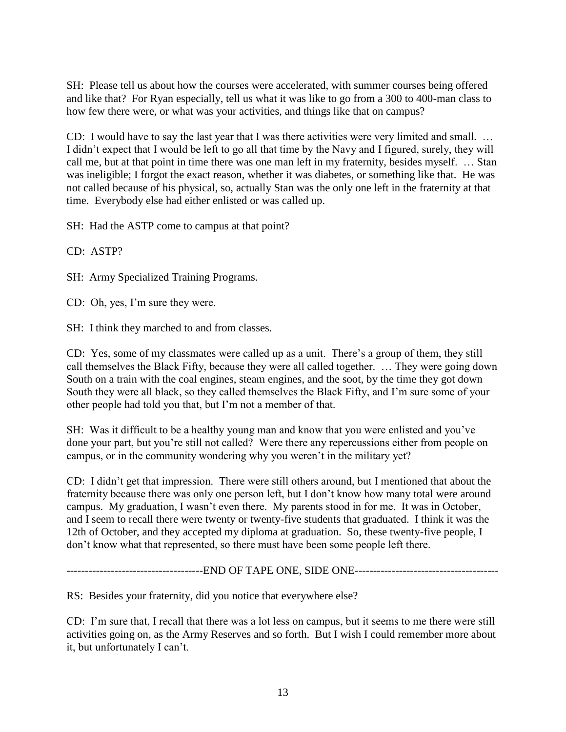SH: Please tell us about how the courses were accelerated, with summer courses being offered and like that? For Ryan especially, tell us what it was like to go from a 300 to 400-man class to how few there were, or what was your activities, and things like that on campus?

CD: I would have to say the last year that I was there activities were very limited and small. … I didn't expect that I would be left to go all that time by the Navy and I figured, surely, they will call me, but at that point in time there was one man left in my fraternity, besides myself. … Stan was ineligible; I forgot the exact reason, whether it was diabetes, or something like that. He was not called because of his physical, so, actually Stan was the only one left in the fraternity at that time. Everybody else had either enlisted or was called up.

SH: Had the ASTP come to campus at that point?

CD: ASTP?

SH: Army Specialized Training Programs.

CD: Oh, yes, I'm sure they were.

SH: I think they marched to and from classes.

CD: Yes, some of my classmates were called up as a unit. There's a group of them, they still call themselves the Black Fifty, because they were all called together. … They were going down South on a train with the coal engines, steam engines, and the soot, by the time they got down South they were all black, so they called themselves the Black Fifty, and I'm sure some of your other people had told you that, but I'm not a member of that.

SH: Was it difficult to be a healthy young man and know that you were enlisted and you've done your part, but you're still not called? Were there any repercussions either from people on campus, or in the community wondering why you weren't in the military yet?

CD: I didn't get that impression. There were still others around, but I mentioned that about the fraternity because there was only one person left, but I don't know how many total were around campus. My graduation, I wasn't even there. My parents stood in for me. It was in October, and I seem to recall there were twenty or twenty-five students that graduated. I think it was the 12th of October, and they accepted my diploma at graduation. So, these twenty-five people, I don't know what that represented, so there must have been some people left there.

------------------------------------END OF TAPE ONE, SIDE ONE--------------------------------------

RS: Besides your fraternity, did you notice that everywhere else?

CD: I'm sure that, I recall that there was a lot less on campus, but it seems to me there were still activities going on, as the Army Reserves and so forth. But I wish I could remember more about it, but unfortunately I can't.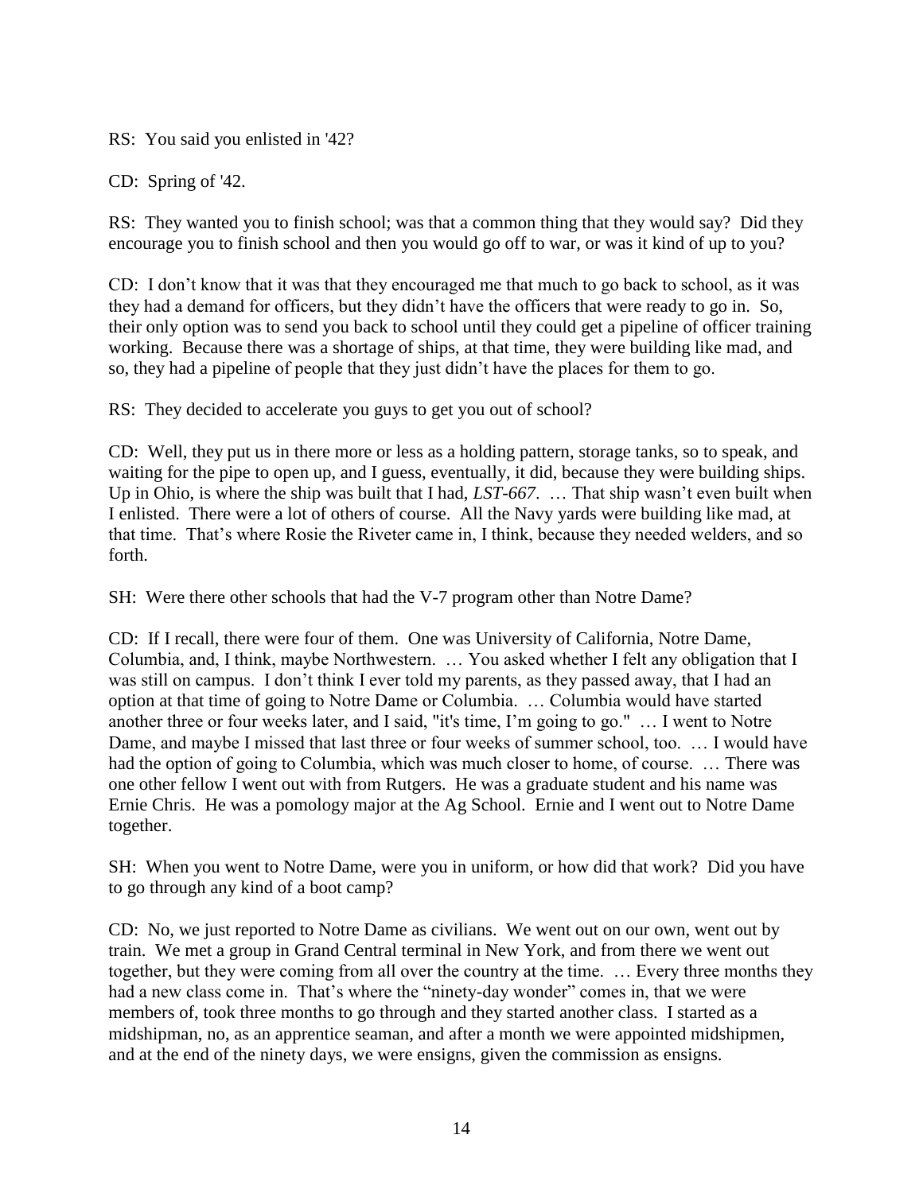RS: You said you enlisted in '42?

CD: Spring of '42.

RS: They wanted you to finish school; was that a common thing that they would say? Did they encourage you to finish school and then you would go off to war, or was it kind of up to you?

CD: I don't know that it was that they encouraged me that much to go back to school, as it was they had a demand for officers, but they didn't have the officers that were ready to go in. So, their only option was to send you back to school until they could get a pipeline of officer training working. Because there was a shortage of ships, at that time, they were building like mad, and so, they had a pipeline of people that they just didn't have the places for them to go.

RS: They decided to accelerate you guys to get you out of school?

CD: Well, they put us in there more or less as a holding pattern, storage tanks, so to speak, and waiting for the pipe to open up, and I guess, eventually, it did, because they were building ships. Up in Ohio, is where the ship was built that I had, *LST-667*. … That ship wasn't even built when I enlisted. There were a lot of others of course. All the Navy yards were building like mad, at that time. That's where Rosie the Riveter came in, I think, because they needed welders, and so forth.

SH: Were there other schools that had the V-7 program other than Notre Dame?

CD: If I recall, there were four of them. One was University of California, Notre Dame, Columbia, and, I think, maybe Northwestern. … You asked whether I felt any obligation that I was still on campus. I don't think I ever told my parents, as they passed away, that I had an option at that time of going to Notre Dame or Columbia. … Columbia would have started another three or four weeks later, and I said, "it's time, I'm going to go." … I went to Notre Dame, and maybe I missed that last three or four weeks of summer school, too. … I would have had the option of going to Columbia, which was much closer to home, of course. … There was one other fellow I went out with from Rutgers. He was a graduate student and his name was Ernie Chris. He was a pomology major at the Ag School. Ernie and I went out to Notre Dame together.

SH: When you went to Notre Dame, were you in uniform, or how did that work? Did you have to go through any kind of a boot camp?

CD: No, we just reported to Notre Dame as civilians. We went out on our own, went out by train. We met a group in Grand Central terminal in New York, and from there we went out together, but they were coming from all over the country at the time. … Every three months they had a new class come in. That's where the "ninety-day wonder" comes in, that we were members of, took three months to go through and they started another class. I started as a midshipman, no, as an apprentice seaman, and after a month we were appointed midshipmen, and at the end of the ninety days, we were ensigns, given the commission as ensigns.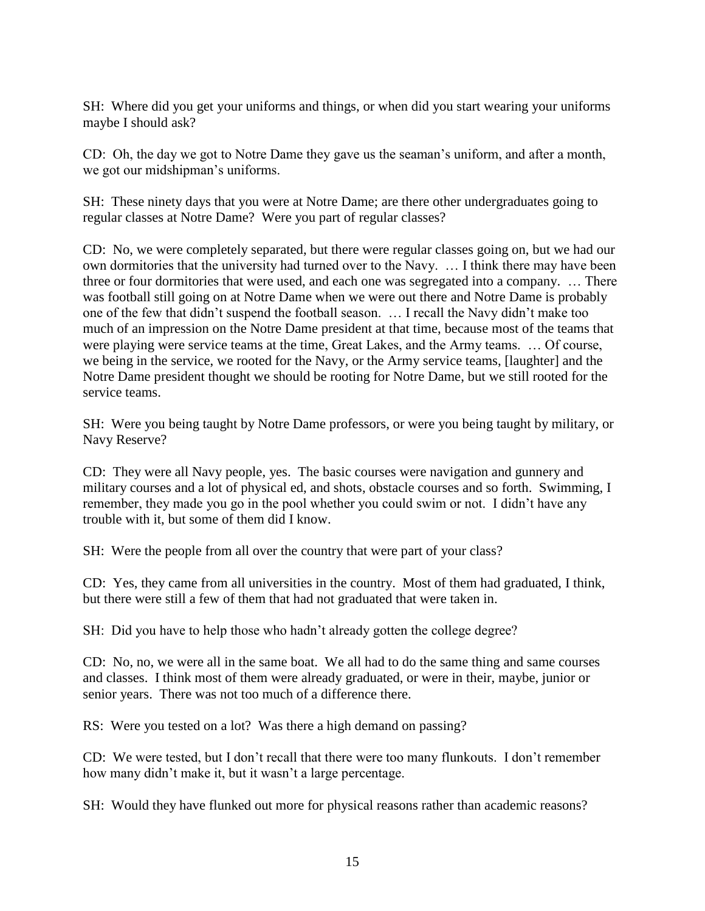SH: Where did you get your uniforms and things, or when did you start wearing your uniforms maybe I should ask?

CD: Oh, the day we got to Notre Dame they gave us the seaman's uniform, and after a month, we got our midshipman's uniforms.

SH: These ninety days that you were at Notre Dame; are there other undergraduates going to regular classes at Notre Dame? Were you part of regular classes?

CD: No, we were completely separated, but there were regular classes going on, but we had our own dormitories that the university had turned over to the Navy. … I think there may have been three or four dormitories that were used, and each one was segregated into a company. … There was football still going on at Notre Dame when we were out there and Notre Dame is probably one of the few that didn't suspend the football season. … I recall the Navy didn't make too much of an impression on the Notre Dame president at that time, because most of the teams that were playing were service teams at the time, Great Lakes, and the Army teams. … Of course, we being in the service, we rooted for the Navy, or the Army service teams, [laughter] and the Notre Dame president thought we should be rooting for Notre Dame, but we still rooted for the service teams.

SH: Were you being taught by Notre Dame professors, or were you being taught by military, or Navy Reserve?

CD: They were all Navy people, yes. The basic courses were navigation and gunnery and military courses and a lot of physical ed, and shots, obstacle courses and so forth. Swimming, I remember, they made you go in the pool whether you could swim or not. I didn't have any trouble with it, but some of them did I know.

SH: Were the people from all over the country that were part of your class?

CD: Yes, they came from all universities in the country. Most of them had graduated, I think, but there were still a few of them that had not graduated that were taken in.

SH: Did you have to help those who hadn't already gotten the college degree?

CD: No, no, we were all in the same boat. We all had to do the same thing and same courses and classes. I think most of them were already graduated, or were in their, maybe, junior or senior years. There was not too much of a difference there.

RS: Were you tested on a lot? Was there a high demand on passing?

CD: We were tested, but I don't recall that there were too many flunkouts. I don't remember how many didn't make it, but it wasn't a large percentage.

SH: Would they have flunked out more for physical reasons rather than academic reasons?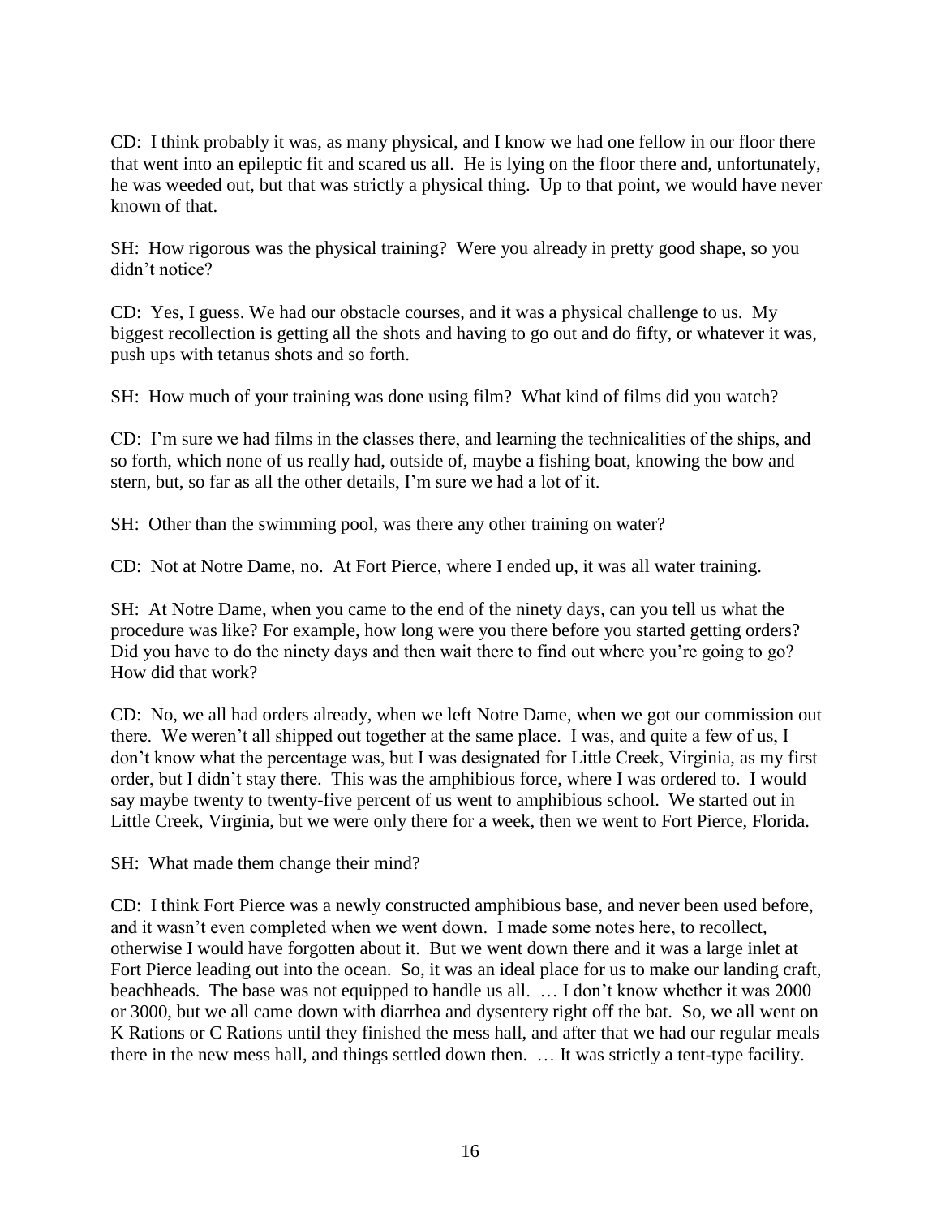CD: I think probably it was, as many physical, and I know we had one fellow in our floor there that went into an epileptic fit and scared us all. He is lying on the floor there and, unfortunately, he was weeded out, but that was strictly a physical thing. Up to that point, we would have never known of that.

SH: How rigorous was the physical training? Were you already in pretty good shape, so you didn't notice?

CD: Yes, I guess. We had our obstacle courses, and it was a physical challenge to us. My biggest recollection is getting all the shots and having to go out and do fifty, or whatever it was, push ups with tetanus shots and so forth.

SH: How much of your training was done using film? What kind of films did you watch?

CD: I'm sure we had films in the classes there, and learning the technicalities of the ships, and so forth, which none of us really had, outside of, maybe a fishing boat, knowing the bow and stern, but, so far as all the other details, I'm sure we had a lot of it.

SH: Other than the swimming pool, was there any other training on water?

CD: Not at Notre Dame, no. At Fort Pierce, where I ended up, it was all water training.

SH: At Notre Dame, when you came to the end of the ninety days, can you tell us what the procedure was like? For example, how long were you there before you started getting orders? Did you have to do the ninety days and then wait there to find out where you're going to go? How did that work?

CD: No, we all had orders already, when we left Notre Dame, when we got our commission out there. We weren't all shipped out together at the same place. I was, and quite a few of us, I don't know what the percentage was, but I was designated for Little Creek, Virginia, as my first order, but I didn't stay there. This was the amphibious force, where I was ordered to. I would say maybe twenty to twenty-five percent of us went to amphibious school. We started out in Little Creek, Virginia, but we were only there for a week, then we went to Fort Pierce, Florida.

SH: What made them change their mind?

CD: I think Fort Pierce was a newly constructed amphibious base, and never been used before, and it wasn't even completed when we went down. I made some notes here, to recollect, otherwise I would have forgotten about it. But we went down there and it was a large inlet at Fort Pierce leading out into the ocean. So, it was an ideal place for us to make our landing craft, beachheads. The base was not equipped to handle us all. … I don't know whether it was 2000 or 3000, but we all came down with diarrhea and dysentery right off the bat. So, we all went on K Rations or C Rations until they finished the mess hall, and after that we had our regular meals there in the new mess hall, and things settled down then. … It was strictly a tent-type facility.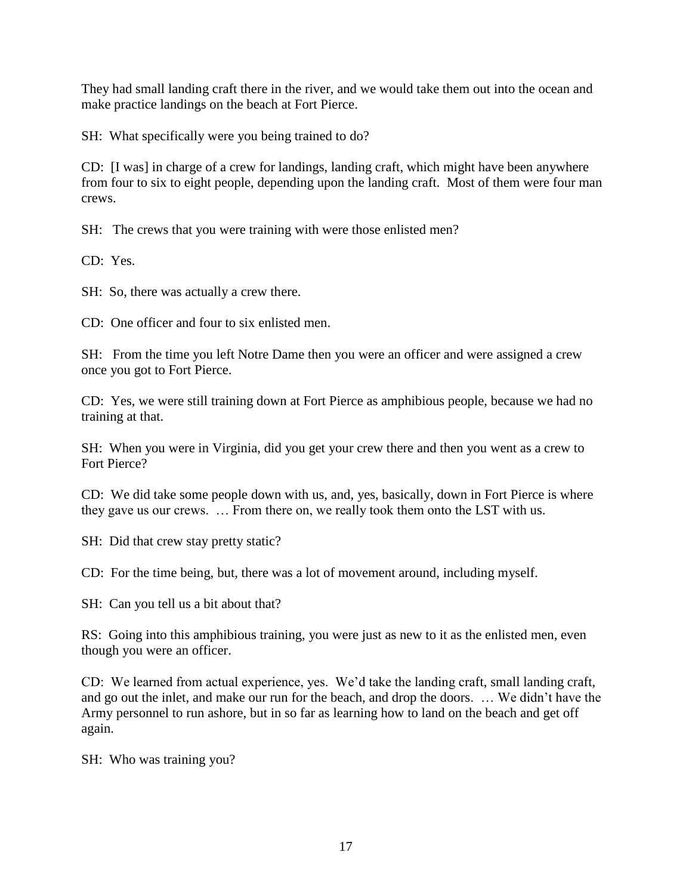They had small landing craft there in the river, and we would take them out into the ocean and make practice landings on the beach at Fort Pierce.

SH: What specifically were you being trained to do?

CD: [I was] in charge of a crew for landings, landing craft, which might have been anywhere from four to six to eight people, depending upon the landing craft. Most of them were four man crews.

SH: The crews that you were training with were those enlisted men?

CD: Yes.

SH: So, there was actually a crew there.

CD: One officer and four to six enlisted men.

SH: From the time you left Notre Dame then you were an officer and were assigned a crew once you got to Fort Pierce.

CD: Yes, we were still training down at Fort Pierce as amphibious people, because we had no training at that.

SH: When you were in Virginia, did you get your crew there and then you went as a crew to Fort Pierce?

CD: We did take some people down with us, and, yes, basically, down in Fort Pierce is where they gave us our crews. … From there on, we really took them onto the LST with us.

SH: Did that crew stay pretty static?

CD: For the time being, but, there was a lot of movement around, including myself.

SH: Can you tell us a bit about that?

RS: Going into this amphibious training, you were just as new to it as the enlisted men, even though you were an officer.

CD: We learned from actual experience, yes. We'd take the landing craft, small landing craft, and go out the inlet, and make our run for the beach, and drop the doors. … We didn't have the Army personnel to run ashore, but in so far as learning how to land on the beach and get off again.

SH: Who was training you?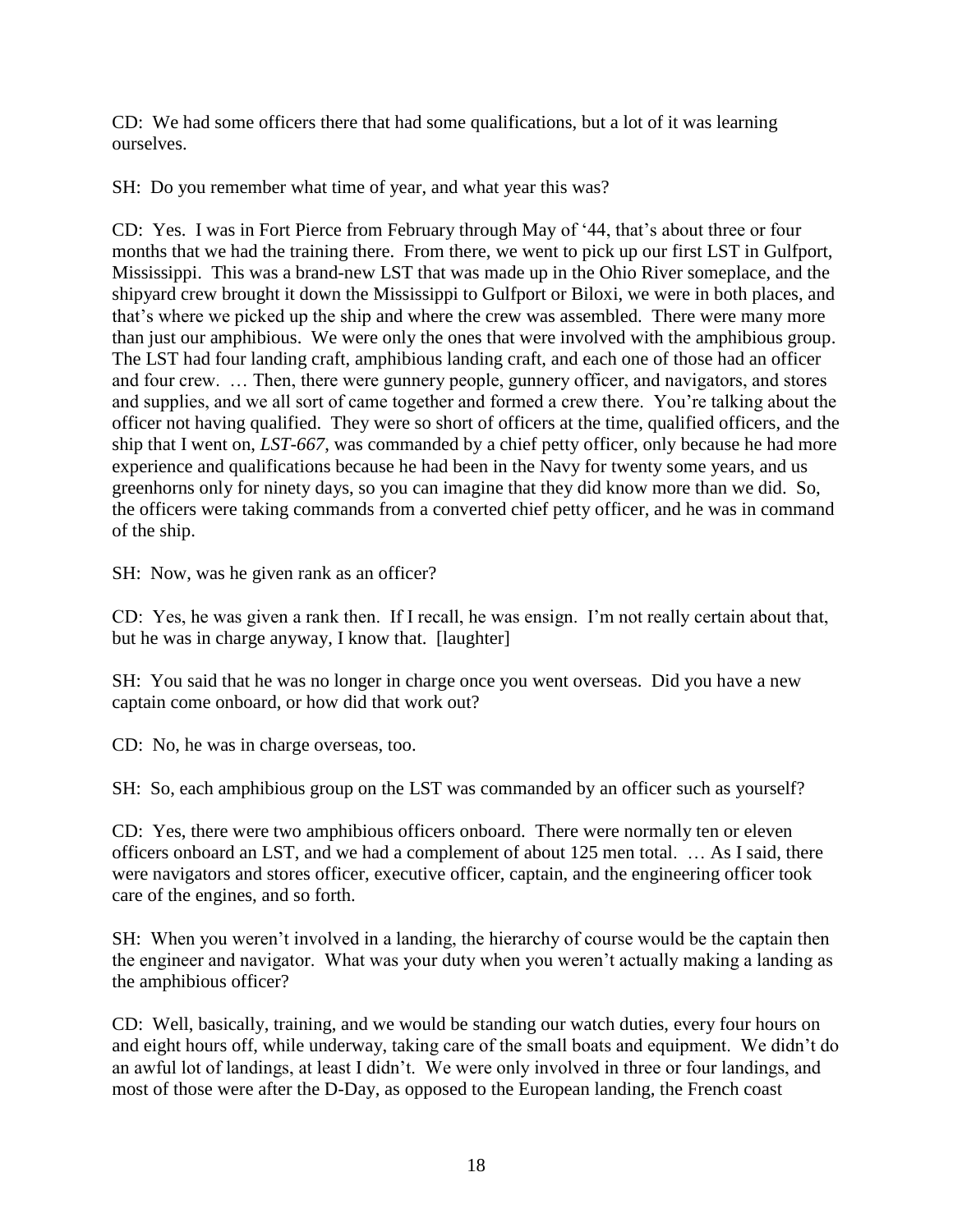CD: We had some officers there that had some qualifications, but a lot of it was learning ourselves.

SH: Do you remember what time of year, and what year this was?

CD: Yes. I was in Fort Pierce from February through May of '44, that's about three or four months that we had the training there. From there, we went to pick up our first LST in Gulfport, Mississippi. This was a brand-new LST that was made up in the Ohio River someplace, and the shipyard crew brought it down the Mississippi to Gulfport or Biloxi, we were in both places, and that's where we picked up the ship and where the crew was assembled. There were many more than just our amphibious. We were only the ones that were involved with the amphibious group. The LST had four landing craft, amphibious landing craft, and each one of those had an officer and four crew. … Then, there were gunnery people, gunnery officer, and navigators, and stores and supplies, and we all sort of came together and formed a crew there. You're talking about the officer not having qualified. They were so short of officers at the time, qualified officers, and the ship that I went on, *LST-667*, was commanded by a chief petty officer, only because he had more experience and qualifications because he had been in the Navy for twenty some years, and us greenhorns only for ninety days, so you can imagine that they did know more than we did. So, the officers were taking commands from a converted chief petty officer, and he was in command of the ship.

SH: Now, was he given rank as an officer?

CD: Yes, he was given a rank then. If I recall, he was ensign. I'm not really certain about that, but he was in charge anyway, I know that. [laughter]

SH: You said that he was no longer in charge once you went overseas. Did you have a new captain come onboard, or how did that work out?

CD: No, he was in charge overseas, too.

SH: So, each amphibious group on the LST was commanded by an officer such as yourself?

CD: Yes, there were two amphibious officers onboard. There were normally ten or eleven officers onboard an LST, and we had a complement of about 125 men total. … As I said, there were navigators and stores officer, executive officer, captain, and the engineering officer took care of the engines, and so forth.

SH: When you weren't involved in a landing, the hierarchy of course would be the captain then the engineer and navigator. What was your duty when you weren't actually making a landing as the amphibious officer?

CD: Well, basically, training, and we would be standing our watch duties, every four hours on and eight hours off, while underway, taking care of the small boats and equipment. We didn't do an awful lot of landings, at least I didn't. We were only involved in three or four landings, and most of those were after the D-Day, as opposed to the European landing, the French coast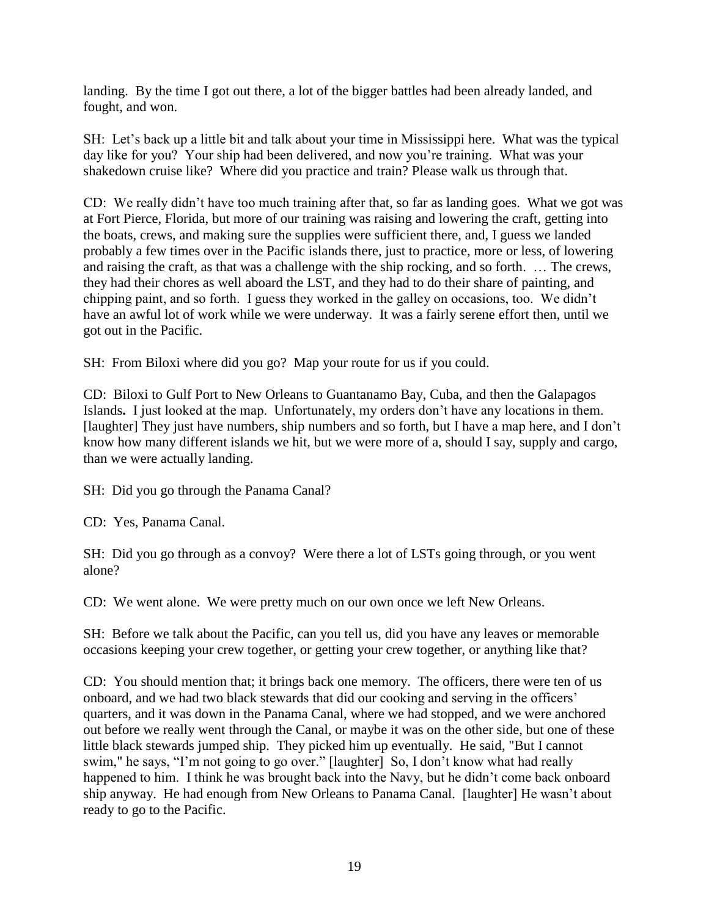landing. By the time I got out there, a lot of the bigger battles had been already landed, and fought, and won.

SH: Let's back up a little bit and talk about your time in Mississippi here. What was the typical day like for you? Your ship had been delivered, and now you're training. What was your shakedown cruise like? Where did you practice and train? Please walk us through that.

CD: We really didn't have too much training after that, so far as landing goes. What we got was at Fort Pierce, Florida, but more of our training was raising and lowering the craft, getting into the boats, crews, and making sure the supplies were sufficient there, and, I guess we landed probably a few times over in the Pacific islands there, just to practice, more or less, of lowering and raising the craft, as that was a challenge with the ship rocking, and so forth. … The crews, they had their chores as well aboard the LST, and they had to do their share of painting, and chipping paint, and so forth. I guess they worked in the galley on occasions, too. We didn't have an awful lot of work while we were underway. It was a fairly serene effort then, until we got out in the Pacific.

SH: From Biloxi where did you go? Map your route for us if you could.

CD: Biloxi to Gulf Port to New Orleans to Guantanamo Bay, Cuba, and then the Galapagos Islands**.** I just looked at the map. Unfortunately, my orders don't have any locations in them. [laughter] They just have numbers, ship numbers and so forth, but I have a map here, and I don't know how many different islands we hit, but we were more of a, should I say, supply and cargo, than we were actually landing.

SH: Did you go through the Panama Canal?

CD: Yes, Panama Canal.

SH: Did you go through as a convoy? Were there a lot of LSTs going through, or you went alone?

CD: We went alone. We were pretty much on our own once we left New Orleans.

SH: Before we talk about the Pacific, can you tell us, did you have any leaves or memorable occasions keeping your crew together, or getting your crew together, or anything like that?

CD: You should mention that; it brings back one memory. The officers, there were ten of us onboard, and we had two black stewards that did our cooking and serving in the officers' quarters, and it was down in the Panama Canal, where we had stopped, and we were anchored out before we really went through the Canal, or maybe it was on the other side, but one of these little black stewards jumped ship. They picked him up eventually. He said, "But I cannot swim," he says, "I'm not going to go over." [laughter] So, I don't know what had really happened to him. I think he was brought back into the Navy, but he didn't come back onboard ship anyway. He had enough from New Orleans to Panama Canal. [laughter] He wasn't about ready to go to the Pacific.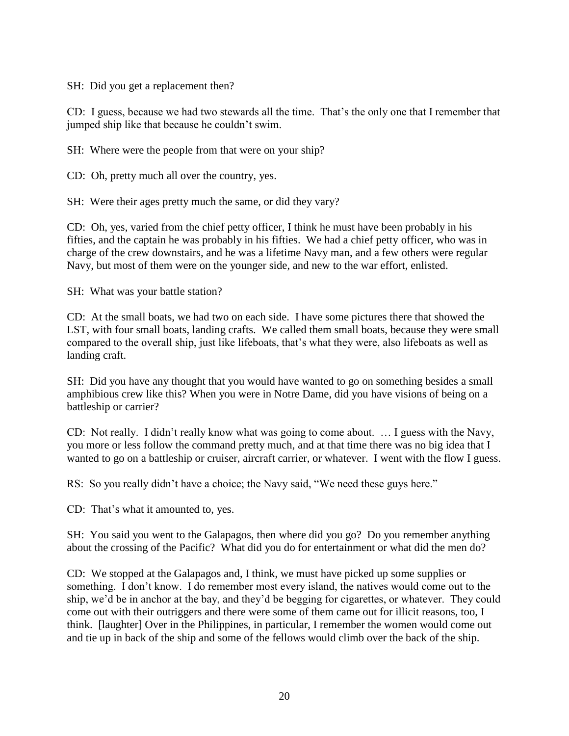SH: Did you get a replacement then?

CD: I guess, because we had two stewards all the time. That's the only one that I remember that jumped ship like that because he couldn't swim.

SH: Where were the people from that were on your ship?

CD: Oh, pretty much all over the country, yes.

SH: Were their ages pretty much the same, or did they vary?

CD: Oh, yes, varied from the chief petty officer, I think he must have been probably in his fifties, and the captain he was probably in his fifties. We had a chief petty officer, who was in charge of the crew downstairs, and he was a lifetime Navy man, and a few others were regular Navy, but most of them were on the younger side, and new to the war effort, enlisted.

SH: What was your battle station?

CD: At the small boats, we had two on each side. I have some pictures there that showed the LST, with four small boats, landing crafts. We called them small boats, because they were small compared to the overall ship, just like lifeboats, that's what they were, also lifeboats as well as landing craft.

SH: Did you have any thought that you would have wanted to go on something besides a small amphibious crew like this? When you were in Notre Dame, did you have visions of being on a battleship or carrier?

CD: Not really. I didn't really know what was going to come about. … I guess with the Navy, you more or less follow the command pretty much, and at that time there was no big idea that I wanted to go on a battleship or cruiser, aircraft carrier, or whatever. I went with the flow I guess.

RS: So you really didn't have a choice; the Navy said, "We need these guys here."

CD: That's what it amounted to, yes.

SH: You said you went to the Galapagos, then where did you go? Do you remember anything about the crossing of the Pacific? What did you do for entertainment or what did the men do?

CD: We stopped at the Galapagos and, I think, we must have picked up some supplies or something. I don't know. I do remember most every island, the natives would come out to the ship, we'd be in anchor at the bay, and they'd be begging for cigarettes, or whatever. They could come out with their outriggers and there were some of them came out for illicit reasons, too, I think. [laughter] Over in the Philippines, in particular, I remember the women would come out and tie up in back of the ship and some of the fellows would climb over the back of the ship.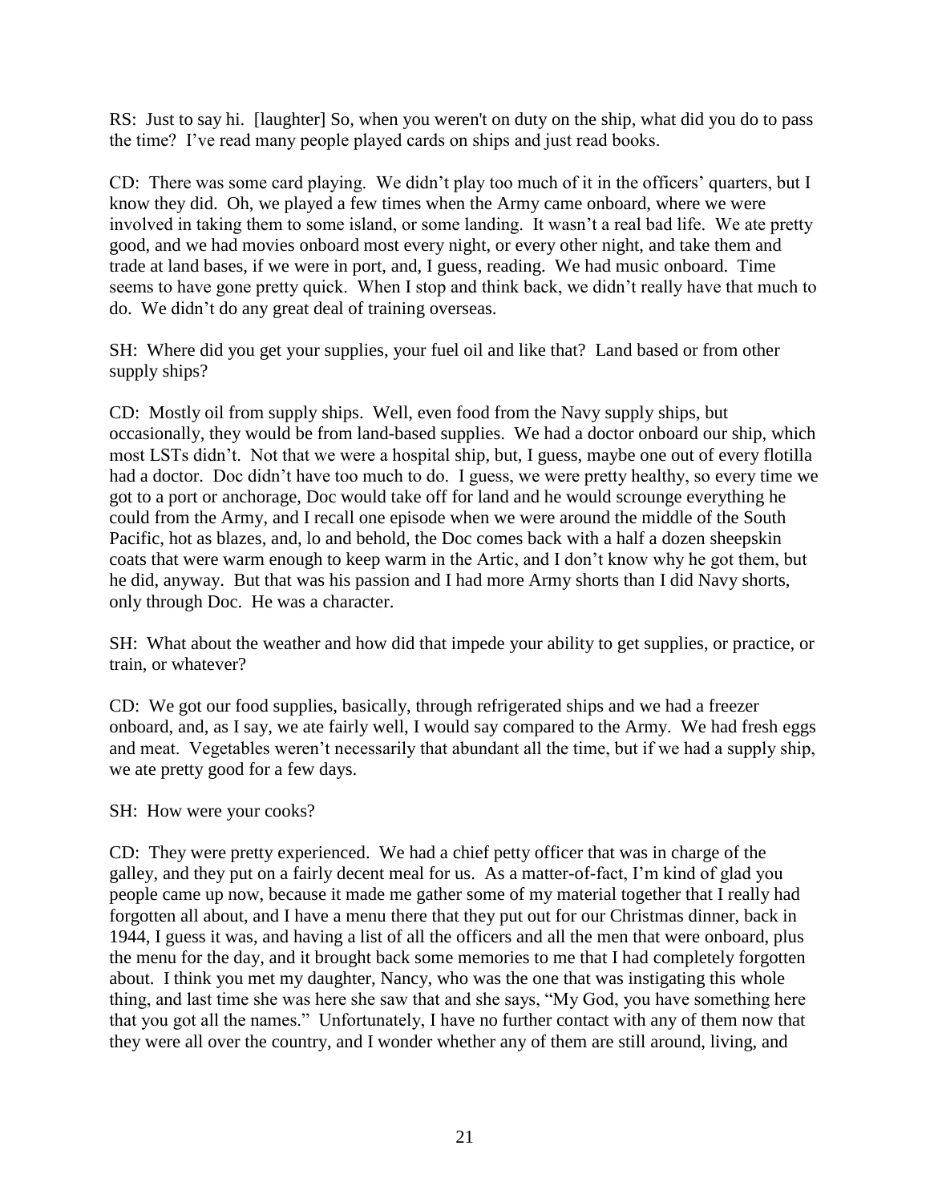RS: Just to say hi. [laughter] So, when you weren't on duty on the ship, what did you do to pass the time? I've read many people played cards on ships and just read books.

CD: There was some card playing. We didn't play too much of it in the officers' quarters, but I know they did. Oh, we played a few times when the Army came onboard, where we were involved in taking them to some island, or some landing. It wasn't a real bad life. We ate pretty good, and we had movies onboard most every night, or every other night, and take them and trade at land bases, if we were in port, and, I guess, reading. We had music onboard. Time seems to have gone pretty quick. When I stop and think back, we didn't really have that much to do. We didn't do any great deal of training overseas.

SH: Where did you get your supplies, your fuel oil and like that? Land based or from other supply ships?

CD: Mostly oil from supply ships. Well, even food from the Navy supply ships, but occasionally, they would be from land-based supplies. We had a doctor onboard our ship, which most LSTs didn't. Not that we were a hospital ship, but, I guess, maybe one out of every flotilla had a doctor. Doc didn't have too much to do. I guess, we were pretty healthy, so every time we got to a port or anchorage, Doc would take off for land and he would scrounge everything he could from the Army, and I recall one episode when we were around the middle of the South Pacific, hot as blazes, and, lo and behold, the Doc comes back with a half a dozen sheepskin coats that were warm enough to keep warm in the Artic, and I don't know why he got them, but he did, anyway. But that was his passion and I had more Army shorts than I did Navy shorts, only through Doc. He was a character.

SH: What about the weather and how did that impede your ability to get supplies, or practice, or train, or whatever?

CD: We got our food supplies, basically, through refrigerated ships and we had a freezer onboard, and, as I say, we ate fairly well, I would say compared to the Army. We had fresh eggs and meat. Vegetables weren't necessarily that abundant all the time, but if we had a supply ship, we ate pretty good for a few days.

SH: How were your cooks?

CD: They were pretty experienced. We had a chief petty officer that was in charge of the galley, and they put on a fairly decent meal for us. As a matter-of-fact, I'm kind of glad you people came up now, because it made me gather some of my material together that I really had forgotten all about, and I have a menu there that they put out for our Christmas dinner, back in 1944, I guess it was, and having a list of all the officers and all the men that were onboard, plus the menu for the day, and it brought back some memories to me that I had completely forgotten about. I think you met my daughter, Nancy, who was the one that was instigating this whole thing, and last time she was here she saw that and she says, "My God, you have something here that you got all the names." Unfortunately, I have no further contact with any of them now that they were all over the country, and I wonder whether any of them are still around, living, and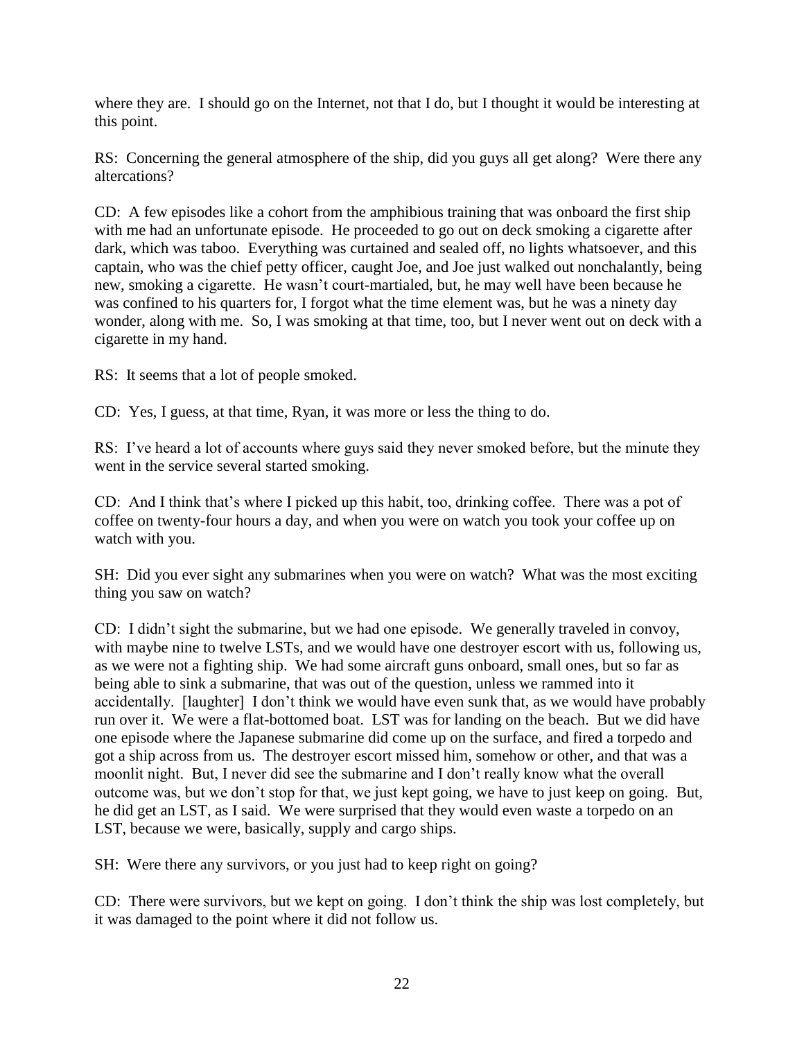where they are. I should go on the Internet, not that I do, but I thought it would be interesting at this point.

RS: Concerning the general atmosphere of the ship, did you guys all get along? Were there any altercations?

CD: A few episodes like a cohort from the amphibious training that was onboard the first ship with me had an unfortunate episode. He proceeded to go out on deck smoking a cigarette after dark, which was taboo. Everything was curtained and sealed off, no lights whatsoever, and this captain, who was the chief petty officer, caught Joe, and Joe just walked out nonchalantly, being new, smoking a cigarette. He wasn't court-martialed, but, he may well have been because he was confined to his quarters for, I forgot what the time element was, but he was a ninety day wonder, along with me. So, I was smoking at that time, too, but I never went out on deck with a cigarette in my hand.

RS: It seems that a lot of people smoked.

CD: Yes, I guess, at that time, Ryan, it was more or less the thing to do.

RS: I've heard a lot of accounts where guys said they never smoked before, but the minute they went in the service several started smoking.

CD: And I think that's where I picked up this habit, too, drinking coffee. There was a pot of coffee on twenty-four hours a day, and when you were on watch you took your coffee up on watch with you.

SH: Did you ever sight any submarines when you were on watch? What was the most exciting thing you saw on watch?

CD: I didn't sight the submarine, but we had one episode. We generally traveled in convoy, with maybe nine to twelve LSTs, and we would have one destroyer escort with us, following us, as we were not a fighting ship. We had some aircraft guns onboard, small ones, but so far as being able to sink a submarine, that was out of the question, unless we rammed into it accidentally. [laughter] I don't think we would have even sunk that, as we would have probably run over it. We were a flat-bottomed boat. LST was for landing on the beach. But we did have one episode where the Japanese submarine did come up on the surface, and fired a torpedo and got a ship across from us. The destroyer escort missed him, somehow or other, and that was a moonlit night. But, I never did see the submarine and I don't really know what the overall outcome was, but we don't stop for that, we just kept going, we have to just keep on going. But, he did get an LST, as I said. We were surprised that they would even waste a torpedo on an LST, because we were, basically, supply and cargo ships.

SH: Were there any survivors, or you just had to keep right on going?

CD: There were survivors, but we kept on going. I don't think the ship was lost completely, but it was damaged to the point where it did not follow us.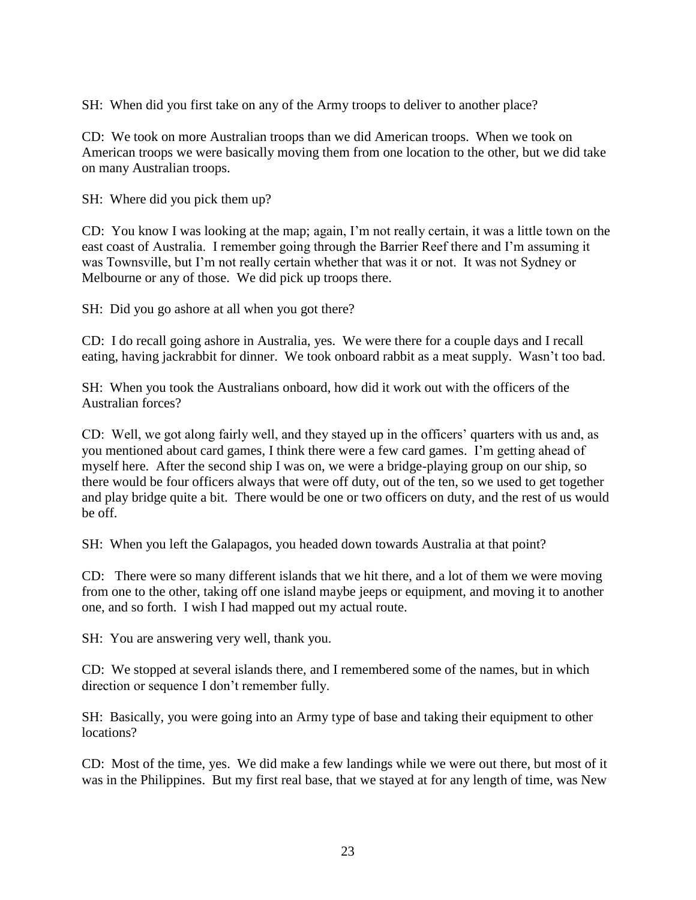SH: When did you first take on any of the Army troops to deliver to another place?

CD: We took on more Australian troops than we did American troops. When we took on American troops we were basically moving them from one location to the other, but we did take on many Australian troops.

SH: Where did you pick them up?

CD: You know I was looking at the map; again, I'm not really certain, it was a little town on the east coast of Australia. I remember going through the Barrier Reef there and I'm assuming it was Townsville, but I'm not really certain whether that was it or not. It was not Sydney or Melbourne or any of those. We did pick up troops there.

SH: Did you go ashore at all when you got there?

CD: I do recall going ashore in Australia, yes. We were there for a couple days and I recall eating, having jackrabbit for dinner. We took onboard rabbit as a meat supply. Wasn't too bad.

SH: When you took the Australians onboard, how did it work out with the officers of the Australian forces?

CD: Well, we got along fairly well, and they stayed up in the officers' quarters with us and, as you mentioned about card games, I think there were a few card games. I'm getting ahead of myself here. After the second ship I was on, we were a bridge-playing group on our ship, so there would be four officers always that were off duty, out of the ten, so we used to get together and play bridge quite a bit. There would be one or two officers on duty, and the rest of us would be off.

SH: When you left the Galapagos, you headed down towards Australia at that point?

CD: There were so many different islands that we hit there, and a lot of them we were moving from one to the other, taking off one island maybe jeeps or equipment, and moving it to another one, and so forth. I wish I had mapped out my actual route.

SH: You are answering very well, thank you.

CD: We stopped at several islands there, and I remembered some of the names, but in which direction or sequence I don't remember fully.

SH: Basically, you were going into an Army type of base and taking their equipment to other locations?

CD: Most of the time, yes. We did make a few landings while we were out there, but most of it was in the Philippines. But my first real base, that we stayed at for any length of time, was New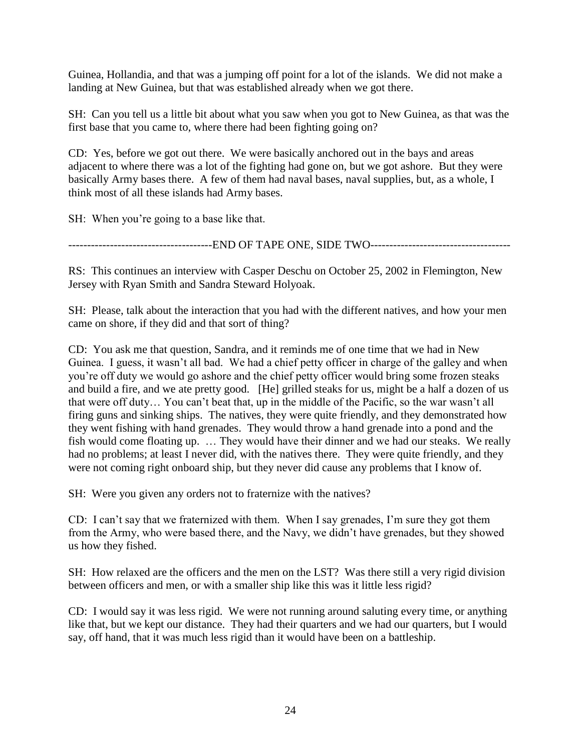Guinea, Hollandia, and that was a jumping off point for a lot of the islands. We did not make a landing at New Guinea, but that was established already when we got there.

SH: Can you tell us a little bit about what you saw when you got to New Guinea, as that was the first base that you came to, where there had been fighting going on?

CD: Yes, before we got out there. We were basically anchored out in the bays and areas adjacent to where there was a lot of the fighting had gone on, but we got ashore. But they were basically Army bases there. A few of them had naval bases, naval supplies, but, as a whole, I think most of all these islands had Army bases.

SH: When you're going to a base like that.

-------------------------------------END OF TAPE ONE, SIDE TWO-------------------------------------

RS: This continues an interview with Casper Deschu on October 25, 2002 in Flemington, New Jersey with Ryan Smith and Sandra Steward Holyoak.

SH: Please, talk about the interaction that you had with the different natives, and how your men came on shore, if they did and that sort of thing?

CD: You ask me that question, Sandra, and it reminds me of one time that we had in New Guinea. I guess, it wasn't all bad. We had a chief petty officer in charge of the galley and when you're off duty we would go ashore and the chief petty officer would bring some frozen steaks and build a fire, and we ate pretty good. [He] grilled steaks for us, might be a half a dozen of us that were off duty… You can't beat that, up in the middle of the Pacific, so the war wasn't all firing guns and sinking ships. The natives, they were quite friendly, and they demonstrated how they went fishing with hand grenades. They would throw a hand grenade into a pond and the fish would come floating up. … They would have their dinner and we had our steaks. We really had no problems; at least I never did, with the natives there. They were quite friendly, and they were not coming right onboard ship, but they never did cause any problems that I know of.

SH: Were you given any orders not to fraternize with the natives?

CD: I can't say that we fraternized with them. When I say grenades, I'm sure they got them from the Army, who were based there, and the Navy, we didn't have grenades, but they showed us how they fished.

SH: How relaxed are the officers and the men on the LST? Was there still a very rigid division between officers and men, or with a smaller ship like this was it little less rigid?

CD: I would say it was less rigid. We were not running around saluting every time, or anything like that, but we kept our distance. They had their quarters and we had our quarters, but I would say, off hand, that it was much less rigid than it would have been on a battleship.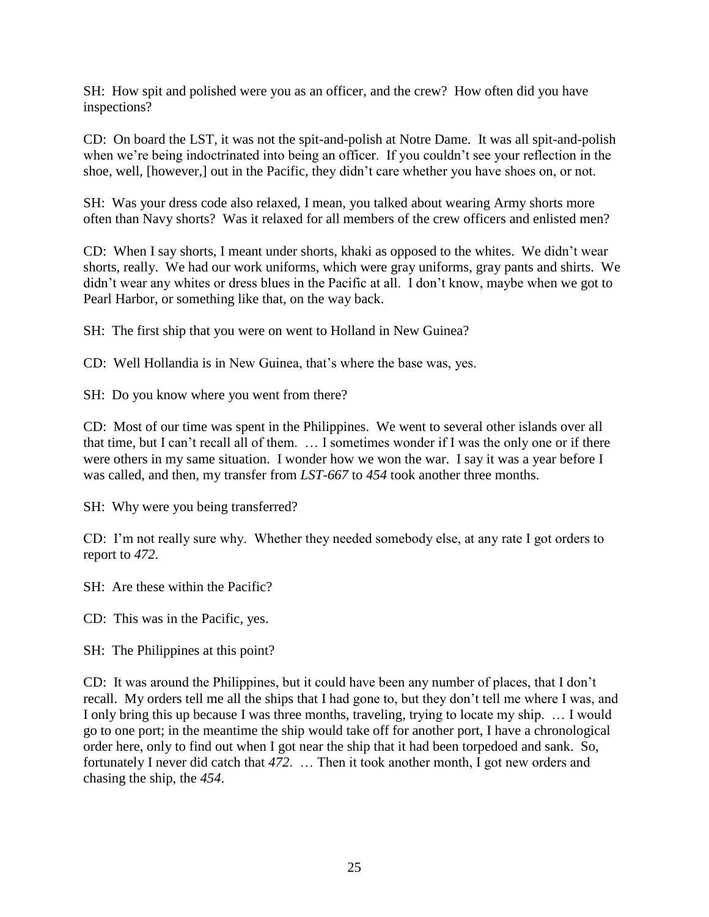SH: How spit and polished were you as an officer, and the crew? How often did you have inspections?

CD: On board the LST, it was not the spit-and-polish at Notre Dame. It was all spit-and-polish when we're being indoctrinated into being an officer. If you couldn't see your reflection in the shoe, well, [however,] out in the Pacific, they didn't care whether you have shoes on, or not.

SH: Was your dress code also relaxed, I mean, you talked about wearing Army shorts more often than Navy shorts? Was it relaxed for all members of the crew officers and enlisted men?

CD: When I say shorts, I meant under shorts, khaki as opposed to the whites. We didn't wear shorts, really. We had our work uniforms, which were gray uniforms, gray pants and shirts. We didn't wear any whites or dress blues in the Pacific at all. I don't know, maybe when we got to Pearl Harbor, or something like that, on the way back.

SH: The first ship that you were on went to Holland in New Guinea?

CD: Well Hollandia is in New Guinea, that's where the base was, yes.

SH: Do you know where you went from there?

CD: Most of our time was spent in the Philippines. We went to several other islands over all that time, but I can't recall all of them. … I sometimes wonder if I was the only one or if there were others in my same situation. I wonder how we won the war. I say it was a year before I was called, and then, my transfer from *LST-667* to *454* took another three months.

SH: Why were you being transferred?

CD: I'm not really sure why. Whether they needed somebody else, at any rate I got orders to report to *472*.

SH: Are these within the Pacific?

CD: This was in the Pacific, yes.

SH: The Philippines at this point?

CD: It was around the Philippines, but it could have been any number of places, that I don't recall. My orders tell me all the ships that I had gone to, but they don't tell me where I was, and I only bring this up because I was three months, traveling, trying to locate my ship. … I would go to one port; in the meantime the ship would take off for another port, I have a chronological order here, only to find out when I got near the ship that it had been torpedoed and sank. So, fortunately I never did catch that *472*. … Then it took another month, I got new orders and chasing the ship, the *454*.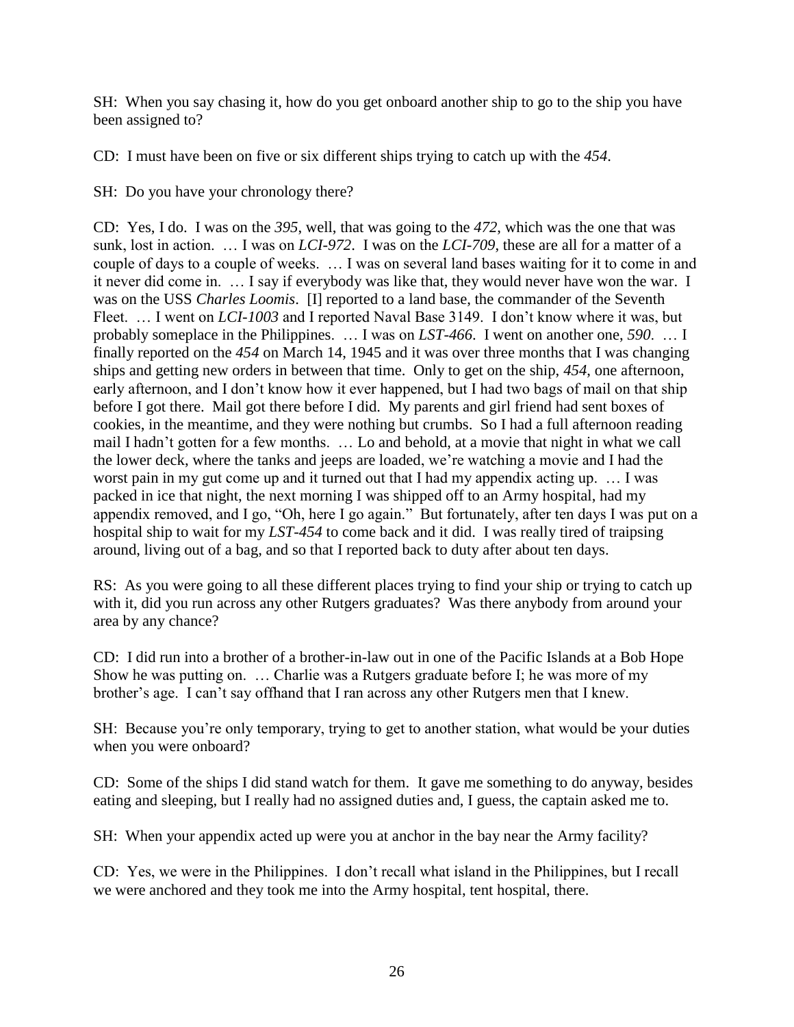SH: When you say chasing it, how do you get onboard another ship to go to the ship you have been assigned to?

CD: I must have been on five or six different ships trying to catch up with the *454*.

SH: Do you have your chronology there?

CD: Yes, I do. I was on the *395*, well, that was going to the *472*, which was the one that was sunk, lost in action. … I was on *LCI-972*. I was on the *LCI-709*, these are all for a matter of a couple of days to a couple of weeks. … I was on several land bases waiting for it to come in and it never did come in. … I say if everybody was like that, they would never have won the war. I was on the USS *Charles Loomis*. [I] reported to a land base, the commander of the Seventh Fleet. … I went on *LCI-1003* and I reported Naval Base 3149. I don't know where it was, but probably someplace in the Philippines. … I was on *LST-466*. I went on another one, *590*. … I finally reported on the *454* on March 14, 1945 and it was over three months that I was changing ships and getting new orders in between that time. Only to get on the ship, *454*, one afternoon, early afternoon, and I don't know how it ever happened, but I had two bags of mail on that ship before I got there. Mail got there before I did. My parents and girl friend had sent boxes of cookies, in the meantime, and they were nothing but crumbs. So I had a full afternoon reading mail I hadn't gotten for a few months. … Lo and behold, at a movie that night in what we call the lower deck, where the tanks and jeeps are loaded, we're watching a movie and I had the worst pain in my gut come up and it turned out that I had my appendix acting up. … I was packed in ice that night, the next morning I was shipped off to an Army hospital, had my appendix removed, and I go, "Oh, here I go again." But fortunately, after ten days I was put on a hospital ship to wait for my *LST-454* to come back and it did. I was really tired of traipsing around, living out of a bag, and so that I reported back to duty after about ten days.

RS: As you were going to all these different places trying to find your ship or trying to catch up with it, did you run across any other Rutgers graduates? Was there anybody from around your area by any chance?

CD: I did run into a brother of a brother-in-law out in one of the Pacific Islands at a Bob Hope Show he was putting on. … Charlie was a Rutgers graduate before I; he was more of my brother's age. I can't say offhand that I ran across any other Rutgers men that I knew.

SH: Because you're only temporary, trying to get to another station, what would be your duties when you were onboard?

CD: Some of the ships I did stand watch for them. It gave me something to do anyway, besides eating and sleeping, but I really had no assigned duties and, I guess, the captain asked me to.

SH: When your appendix acted up were you at anchor in the bay near the Army facility?

CD: Yes, we were in the Philippines. I don't recall what island in the Philippines, but I recall we were anchored and they took me into the Army hospital, tent hospital, there.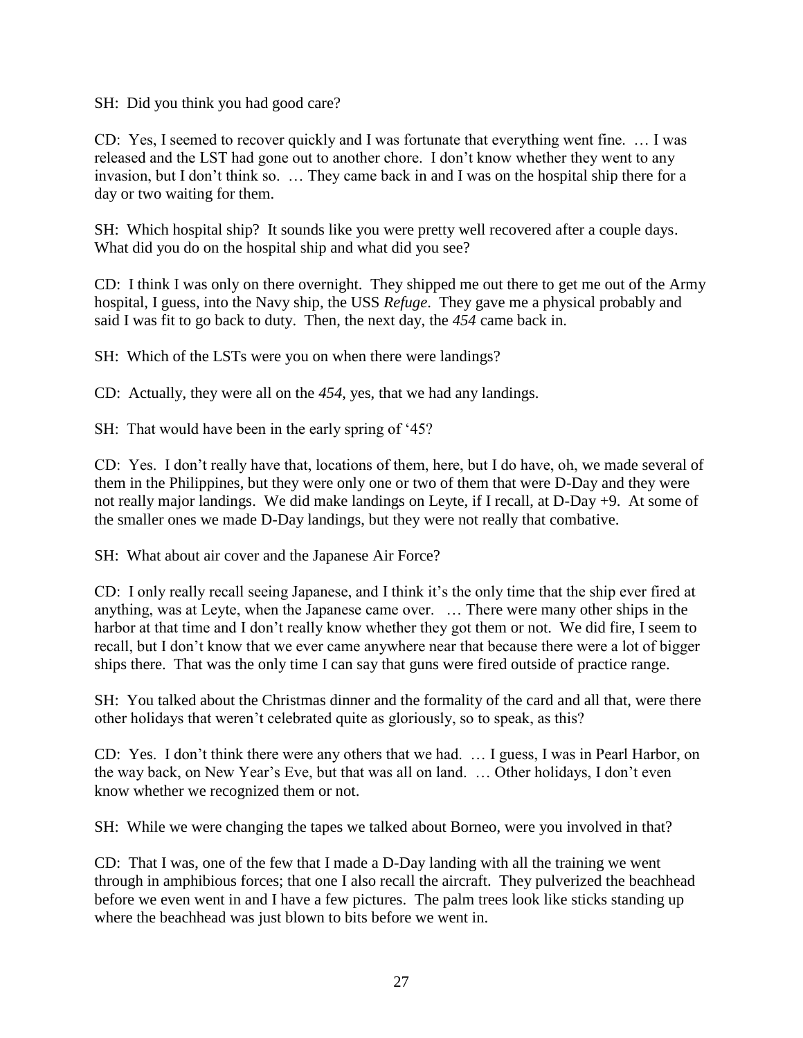SH: Did you think you had good care?

CD: Yes, I seemed to recover quickly and I was fortunate that everything went fine. … I was released and the LST had gone out to another chore. I don't know whether they went to any invasion, but I don't think so. … They came back in and I was on the hospital ship there for a day or two waiting for them.

SH: Which hospital ship? It sounds like you were pretty well recovered after a couple days. What did you do on the hospital ship and what did you see?

CD: I think I was only on there overnight. They shipped me out there to get me out of the Army hospital, I guess, into the Navy ship, the USS *Refuge*. They gave me a physical probably and said I was fit to go back to duty. Then, the next day, the *454* came back in.

SH: Which of the LSTs were you on when there were landings?

CD: Actually, they were all on the *454*, yes, that we had any landings.

SH: That would have been in the early spring of '45?

CD: Yes. I don't really have that, locations of them, here, but I do have, oh, we made several of them in the Philippines, but they were only one or two of them that were D-Day and they were not really major landings. We did make landings on Leyte, if I recall, at D-Day +9. At some of the smaller ones we made D-Day landings, but they were not really that combative.

SH: What about air cover and the Japanese Air Force?

CD: I only really recall seeing Japanese, and I think it's the only time that the ship ever fired at anything, was at Leyte, when the Japanese came over. … There were many other ships in the harbor at that time and I don't really know whether they got them or not. We did fire, I seem to recall, but I don't know that we ever came anywhere near that because there were a lot of bigger ships there. That was the only time I can say that guns were fired outside of practice range.

SH: You talked about the Christmas dinner and the formality of the card and all that, were there other holidays that weren't celebrated quite as gloriously, so to speak, as this?

CD: Yes. I don't think there were any others that we had. … I guess, I was in Pearl Harbor, on the way back, on New Year's Eve, but that was all on land. … Other holidays, I don't even know whether we recognized them or not.

SH: While we were changing the tapes we talked about Borneo, were you involved in that?

CD: That I was, one of the few that I made a D-Day landing with all the training we went through in amphibious forces; that one I also recall the aircraft. They pulverized the beachhead before we even went in and I have a few pictures. The palm trees look like sticks standing up where the beachhead was just blown to bits before we went in.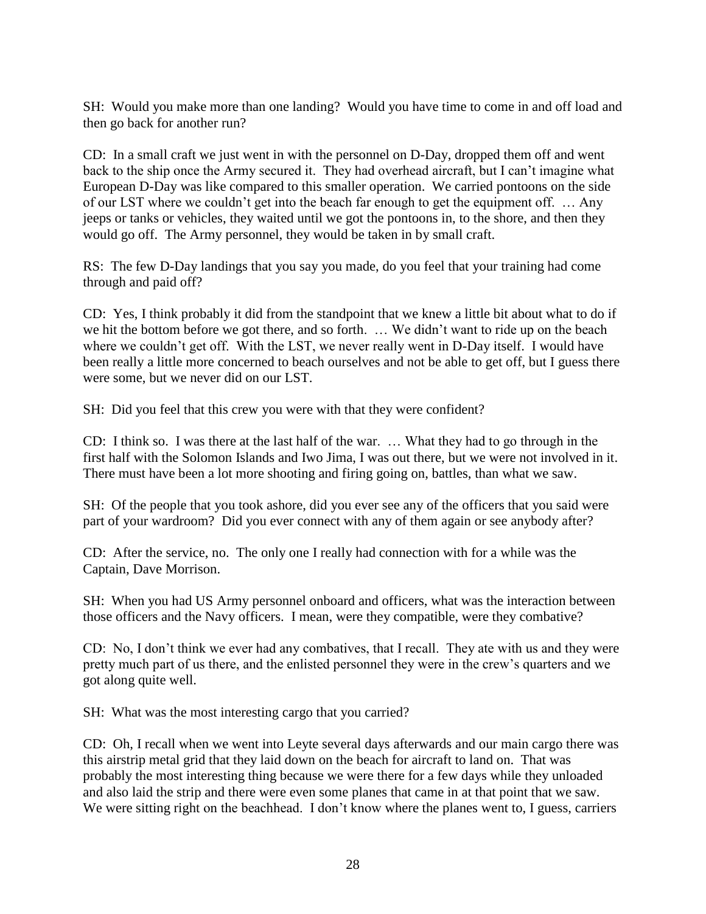SH: Would you make more than one landing? Would you have time to come in and off load and then go back for another run?

CD: In a small craft we just went in with the personnel on D-Day, dropped them off and went back to the ship once the Army secured it. They had overhead aircraft, but I can't imagine what European D-Day was like compared to this smaller operation. We carried pontoons on the side of our LST where we couldn't get into the beach far enough to get the equipment off. … Any jeeps or tanks or vehicles, they waited until we got the pontoons in, to the shore, and then they would go off. The Army personnel, they would be taken in by small craft.

RS: The few D-Day landings that you say you made, do you feel that your training had come through and paid off?

CD: Yes, I think probably it did from the standpoint that we knew a little bit about what to do if we hit the bottom before we got there, and so forth. … We didn't want to ride up on the beach where we couldn't get off. With the LST, we never really went in D-Day itself. I would have been really a little more concerned to beach ourselves and not be able to get off, but I guess there were some, but we never did on our LST.

SH: Did you feel that this crew you were with that they were confident?

CD: I think so. I was there at the last half of the war. … What they had to go through in the first half with the Solomon Islands and Iwo Jima, I was out there, but we were not involved in it. There must have been a lot more shooting and firing going on, battles, than what we saw.

SH: Of the people that you took ashore, did you ever see any of the officers that you said were part of your wardroom? Did you ever connect with any of them again or see anybody after?

CD: After the service, no. The only one I really had connection with for a while was the Captain, Dave Morrison.

SH: When you had US Army personnel onboard and officers, what was the interaction between those officers and the Navy officers. I mean, were they compatible, were they combative?

CD: No, I don't think we ever had any combatives, that I recall. They ate with us and they were pretty much part of us there, and the enlisted personnel they were in the crew's quarters and we got along quite well.

SH: What was the most interesting cargo that you carried?

CD: Oh, I recall when we went into Leyte several days afterwards and our main cargo there was this airstrip metal grid that they laid down on the beach for aircraft to land on. That was probably the most interesting thing because we were there for a few days while they unloaded and also laid the strip and there were even some planes that came in at that point that we saw. We were sitting right on the beachhead. I don't know where the planes went to, I guess, carriers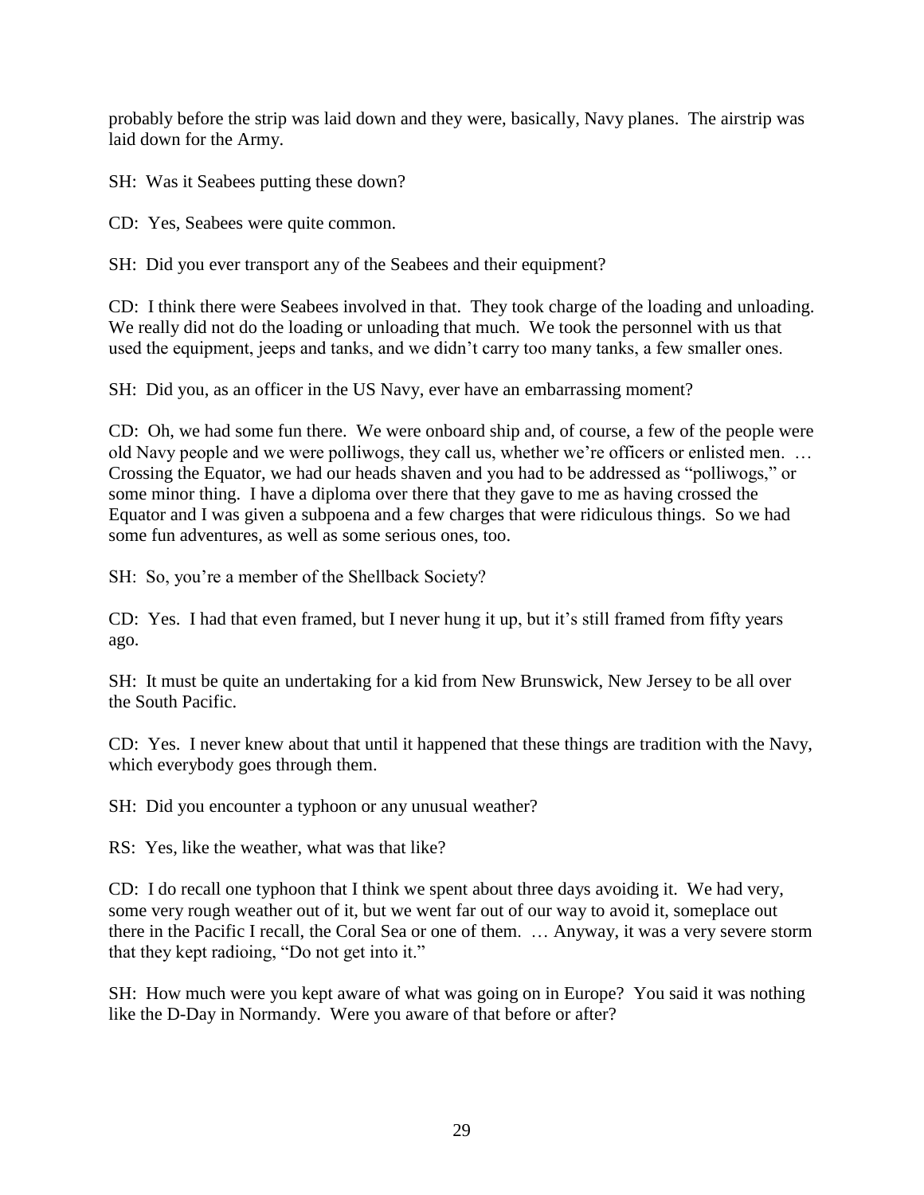probably before the strip was laid down and they were, basically, Navy planes. The airstrip was laid down for the Army.

SH: Was it Seabees putting these down?

CD: Yes, Seabees were quite common.

SH: Did you ever transport any of the Seabees and their equipment?

CD: I think there were Seabees involved in that. They took charge of the loading and unloading. We really did not do the loading or unloading that much. We took the personnel with us that used the equipment, jeeps and tanks, and we didn't carry too many tanks, a few smaller ones.

SH: Did you, as an officer in the US Navy, ever have an embarrassing moment?

CD: Oh, we had some fun there. We were onboard ship and, of course, a few of the people were old Navy people and we were polliwogs, they call us, whether we're officers or enlisted men. … Crossing the Equator, we had our heads shaven and you had to be addressed as "polliwogs," or some minor thing. I have a diploma over there that they gave to me as having crossed the Equator and I was given a subpoena and a few charges that were ridiculous things. So we had some fun adventures, as well as some serious ones, too.

SH: So, you're a member of the Shellback Society?

CD: Yes. I had that even framed, but I never hung it up, but it's still framed from fifty years ago.

SH: It must be quite an undertaking for a kid from New Brunswick, New Jersey to be all over the South Pacific.

CD: Yes. I never knew about that until it happened that these things are tradition with the Navy, which everybody goes through them.

SH: Did you encounter a typhoon or any unusual weather?

RS: Yes, like the weather, what was that like?

CD: I do recall one typhoon that I think we spent about three days avoiding it. We had very, some very rough weather out of it, but we went far out of our way to avoid it, someplace out there in the Pacific I recall, the Coral Sea or one of them. … Anyway, it was a very severe storm that they kept radioing, "Do not get into it."

SH: How much were you kept aware of what was going on in Europe? You said it was nothing like the D-Day in Normandy. Were you aware of that before or after?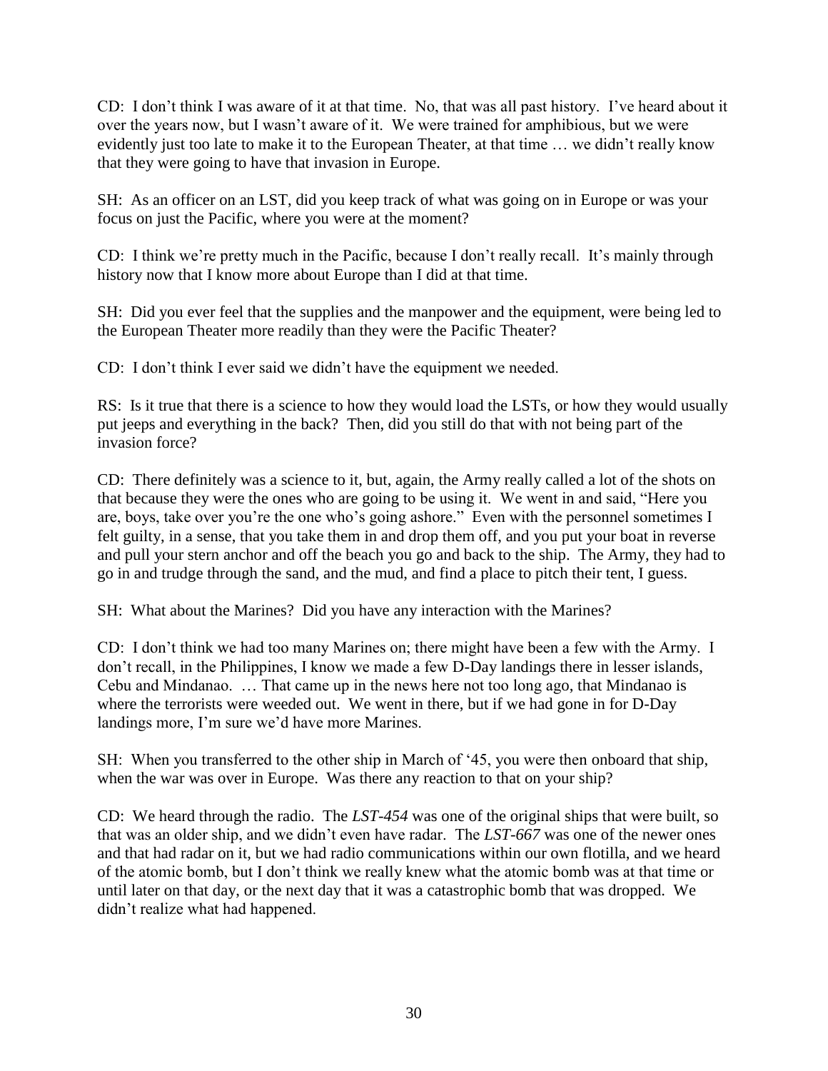CD: I don't think I was aware of it at that time. No, that was all past history. I've heard about it over the years now, but I wasn't aware of it. We were trained for amphibious, but we were evidently just too late to make it to the European Theater, at that time … we didn't really know that they were going to have that invasion in Europe.

SH: As an officer on an LST, did you keep track of what was going on in Europe or was your focus on just the Pacific, where you were at the moment?

CD: I think we're pretty much in the Pacific, because I don't really recall. It's mainly through history now that I know more about Europe than I did at that time.

SH: Did you ever feel that the supplies and the manpower and the equipment, were being led to the European Theater more readily than they were the Pacific Theater?

CD: I don't think I ever said we didn't have the equipment we needed.

RS: Is it true that there is a science to how they would load the LSTs, or how they would usually put jeeps and everything in the back? Then, did you still do that with not being part of the invasion force?

CD: There definitely was a science to it, but, again, the Army really called a lot of the shots on that because they were the ones who are going to be using it. We went in and said, "Here you are, boys, take over you're the one who's going ashore." Even with the personnel sometimes I felt guilty, in a sense, that you take them in and drop them off, and you put your boat in reverse and pull your stern anchor and off the beach you go and back to the ship. The Army, they had to go in and trudge through the sand, and the mud, and find a place to pitch their tent, I guess.

SH: What about the Marines? Did you have any interaction with the Marines?

CD: I don't think we had too many Marines on; there might have been a few with the Army. I don't recall, in the Philippines, I know we made a few D-Day landings there in lesser islands, Cebu and Mindanao. … That came up in the news here not too long ago, that Mindanao is where the terrorists were weeded out. We went in there, but if we had gone in for D-Day landings more, I'm sure we'd have more Marines.

SH: When you transferred to the other ship in March of '45, you were then onboard that ship, when the war was over in Europe. Was there any reaction to that on your ship?

CD: We heard through the radio. The *LST-454* was one of the original ships that were built, so that was an older ship, and we didn't even have radar. The *LST-667* was one of the newer ones and that had radar on it, but we had radio communications within our own flotilla, and we heard of the atomic bomb, but I don't think we really knew what the atomic bomb was at that time or until later on that day, or the next day that it was a catastrophic bomb that was dropped. We didn't realize what had happened.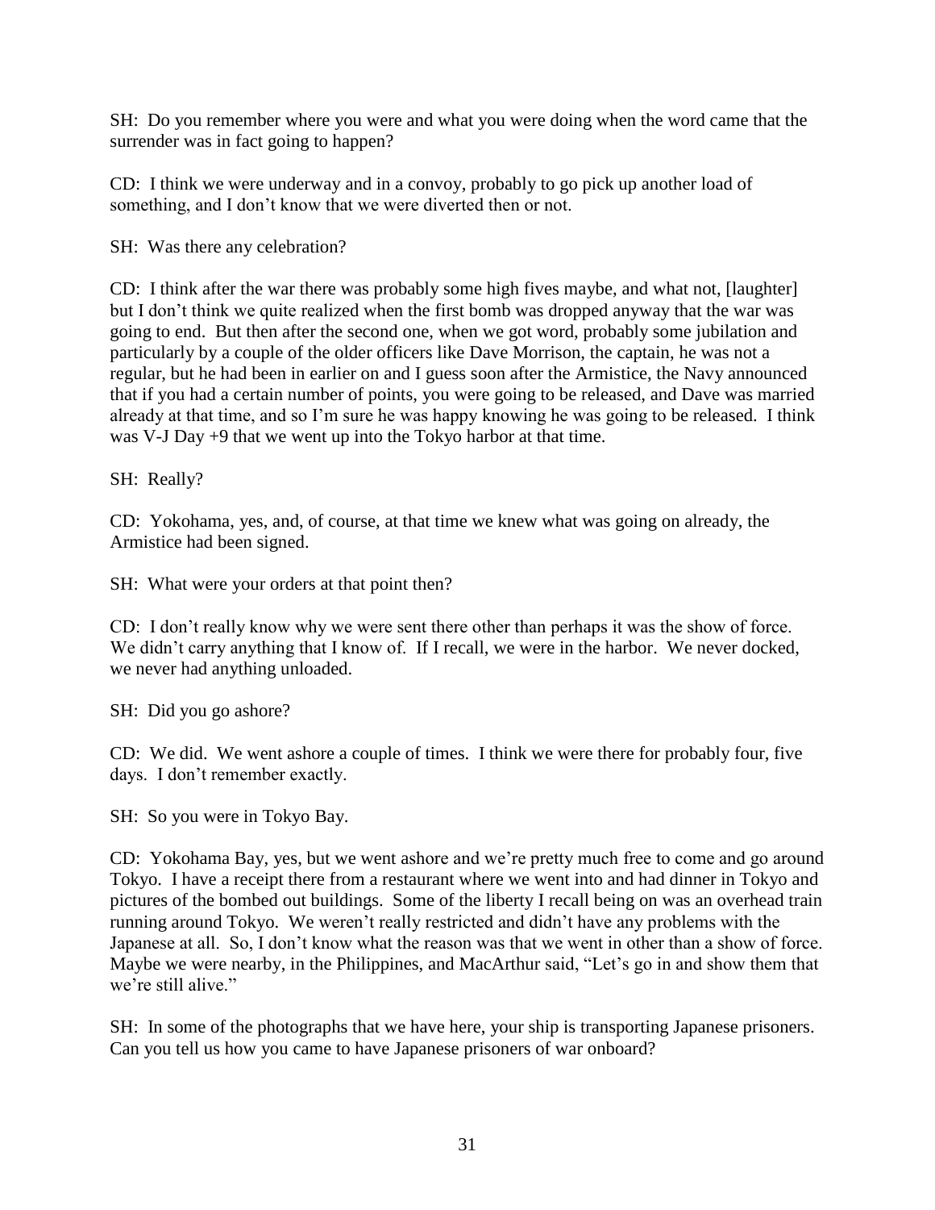SH: Do you remember where you were and what you were doing when the word came that the surrender was in fact going to happen?

CD: I think we were underway and in a convoy, probably to go pick up another load of something, and I don't know that we were diverted then or not.

SH: Was there any celebration?

CD: I think after the war there was probably some high fives maybe, and what not, [laughter] but I don't think we quite realized when the first bomb was dropped anyway that the war was going to end. But then after the second one, when we got word, probably some jubilation and particularly by a couple of the older officers like Dave Morrison, the captain, he was not a regular, but he had been in earlier on and I guess soon after the Armistice, the Navy announced that if you had a certain number of points, you were going to be released, and Dave was married already at that time, and so I'm sure he was happy knowing he was going to be released. I think was V-J Day +9 that we went up into the Tokyo harbor at that time.

SH: Really?

CD: Yokohama, yes, and, of course, at that time we knew what was going on already, the Armistice had been signed.

SH: What were your orders at that point then?

CD: I don't really know why we were sent there other than perhaps it was the show of force. We didn't carry anything that I know of. If I recall, we were in the harbor. We never docked, we never had anything unloaded.

SH: Did you go ashore?

CD: We did. We went ashore a couple of times. I think we were there for probably four, five days. I don't remember exactly.

SH: So you were in Tokyo Bay.

CD: Yokohama Bay, yes, but we went ashore and we're pretty much free to come and go around Tokyo. I have a receipt there from a restaurant where we went into and had dinner in Tokyo and pictures of the bombed out buildings. Some of the liberty I recall being on was an overhead train running around Tokyo. We weren't really restricted and didn't have any problems with the Japanese at all. So, I don't know what the reason was that we went in other than a show of force. Maybe we were nearby, in the Philippines, and MacArthur said, "Let's go in and show them that we're still alive."

SH: In some of the photographs that we have here, your ship is transporting Japanese prisoners. Can you tell us how you came to have Japanese prisoners of war onboard?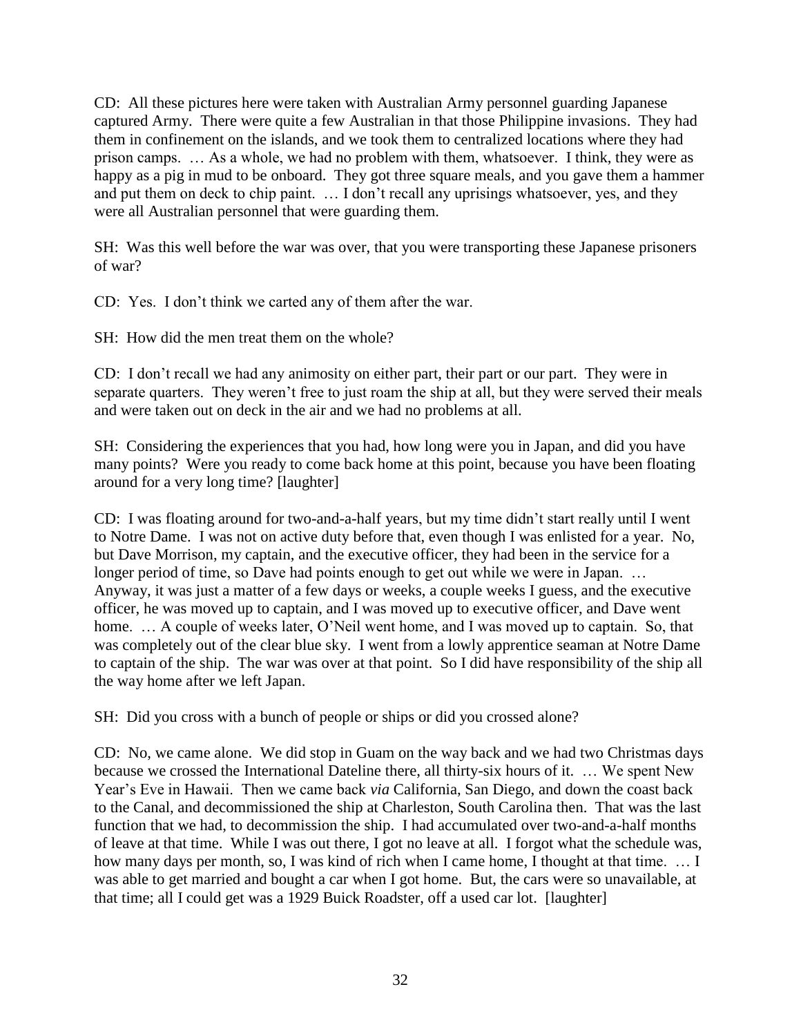CD: All these pictures here were taken with Australian Army personnel guarding Japanese captured Army. There were quite a few Australian in that those Philippine invasions. They had them in confinement on the islands, and we took them to centralized locations where they had prison camps. … As a whole, we had no problem with them, whatsoever. I think, they were as happy as a pig in mud to be onboard. They got three square meals, and you gave them a hammer and put them on deck to chip paint. … I don't recall any uprisings whatsoever, yes, and they were all Australian personnel that were guarding them.

SH: Was this well before the war was over, that you were transporting these Japanese prisoners of war?

CD: Yes. I don't think we carted any of them after the war.

SH: How did the men treat them on the whole?

CD: I don't recall we had any animosity on either part, their part or our part. They were in separate quarters. They weren't free to just roam the ship at all, but they were served their meals and were taken out on deck in the air and we had no problems at all.

SH: Considering the experiences that you had, how long were you in Japan, and did you have many points? Were you ready to come back home at this point, because you have been floating around for a very long time? [laughter]

CD: I was floating around for two-and-a-half years, but my time didn't start really until I went to Notre Dame. I was not on active duty before that, even though I was enlisted for a year. No, but Dave Morrison, my captain, and the executive officer, they had been in the service for a longer period of time, so Dave had points enough to get out while we were in Japan. … Anyway, it was just a matter of a few days or weeks, a couple weeks I guess, and the executive officer, he was moved up to captain, and I was moved up to executive officer, and Dave went home. … A couple of weeks later, O'Neil went home, and I was moved up to captain. So, that was completely out of the clear blue sky. I went from a lowly apprentice seaman at Notre Dame to captain of the ship. The war was over at that point. So I did have responsibility of the ship all the way home after we left Japan.

SH: Did you cross with a bunch of people or ships or did you crossed alone?

CD: No, we came alone. We did stop in Guam on the way back and we had two Christmas days because we crossed the International Dateline there, all thirty-six hours of it. … We spent New Year's Eve in Hawaii. Then we came back *via* California, San Diego, and down the coast back to the Canal, and decommissioned the ship at Charleston, South Carolina then. That was the last function that we had, to decommission the ship. I had accumulated over two-and-a-half months of leave at that time. While I was out there, I got no leave at all. I forgot what the schedule was, how many days per month, so, I was kind of rich when I came home, I thought at that time. … I was able to get married and bought a car when I got home. But, the cars were so unavailable, at that time; all I could get was a 1929 Buick Roadster, off a used car lot. [laughter]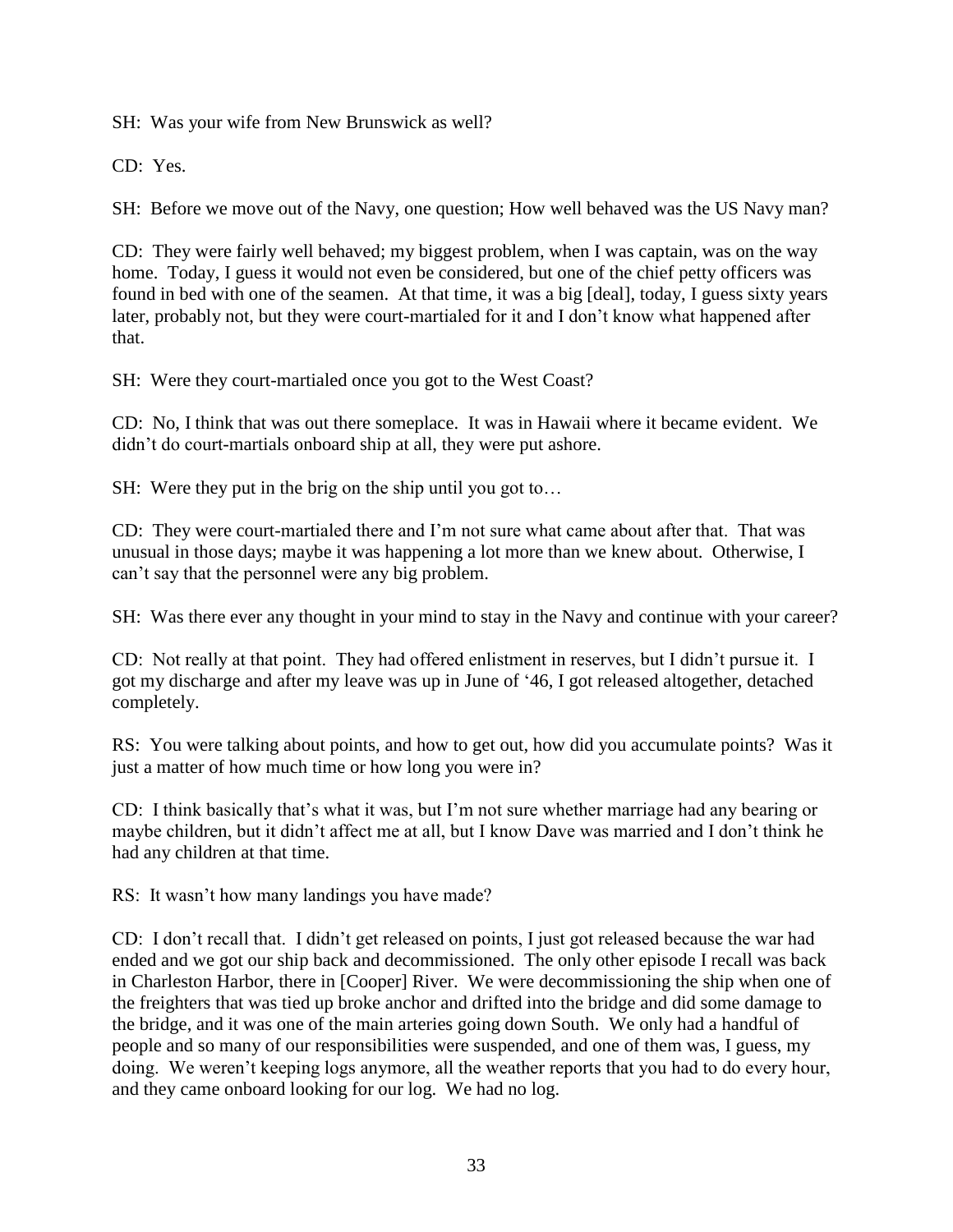SH: Was your wife from New Brunswick as well?

CD: Yes.

SH: Before we move out of the Navy, one question; How well behaved was the US Navy man?

CD: They were fairly well behaved; my biggest problem, when I was captain, was on the way home. Today, I guess it would not even be considered, but one of the chief petty officers was found in bed with one of the seamen. At that time, it was a big [deal], today, I guess sixty years later, probably not, but they were court-martialed for it and I don't know what happened after that.

SH: Were they court-martialed once you got to the West Coast?

CD: No, I think that was out there someplace. It was in Hawaii where it became evident. We didn't do court-martials onboard ship at all, they were put ashore.

SH: Were they put in the brig on the ship until you got to…

CD: They were court-martialed there and I'm not sure what came about after that. That was unusual in those days; maybe it was happening a lot more than we knew about. Otherwise, I can't say that the personnel were any big problem.

SH: Was there ever any thought in your mind to stay in the Navy and continue with your career?

CD: Not really at that point. They had offered enlistment in reserves, but I didn't pursue it. I got my discharge and after my leave was up in June of '46, I got released altogether, detached completely.

RS: You were talking about points, and how to get out, how did you accumulate points? Was it just a matter of how much time or how long you were in?

CD: I think basically that's what it was, but I'm not sure whether marriage had any bearing or maybe children, but it didn't affect me at all, but I know Dave was married and I don't think he had any children at that time.

RS: It wasn't how many landings you have made?

CD: I don't recall that. I didn't get released on points, I just got released because the war had ended and we got our ship back and decommissioned. The only other episode I recall was back in Charleston Harbor, there in [Cooper] River. We were decommissioning the ship when one of the freighters that was tied up broke anchor and drifted into the bridge and did some damage to the bridge, and it was one of the main arteries going down South. We only had a handful of people and so many of our responsibilities were suspended, and one of them was, I guess, my doing. We weren't keeping logs anymore, all the weather reports that you had to do every hour, and they came onboard looking for our log. We had no log.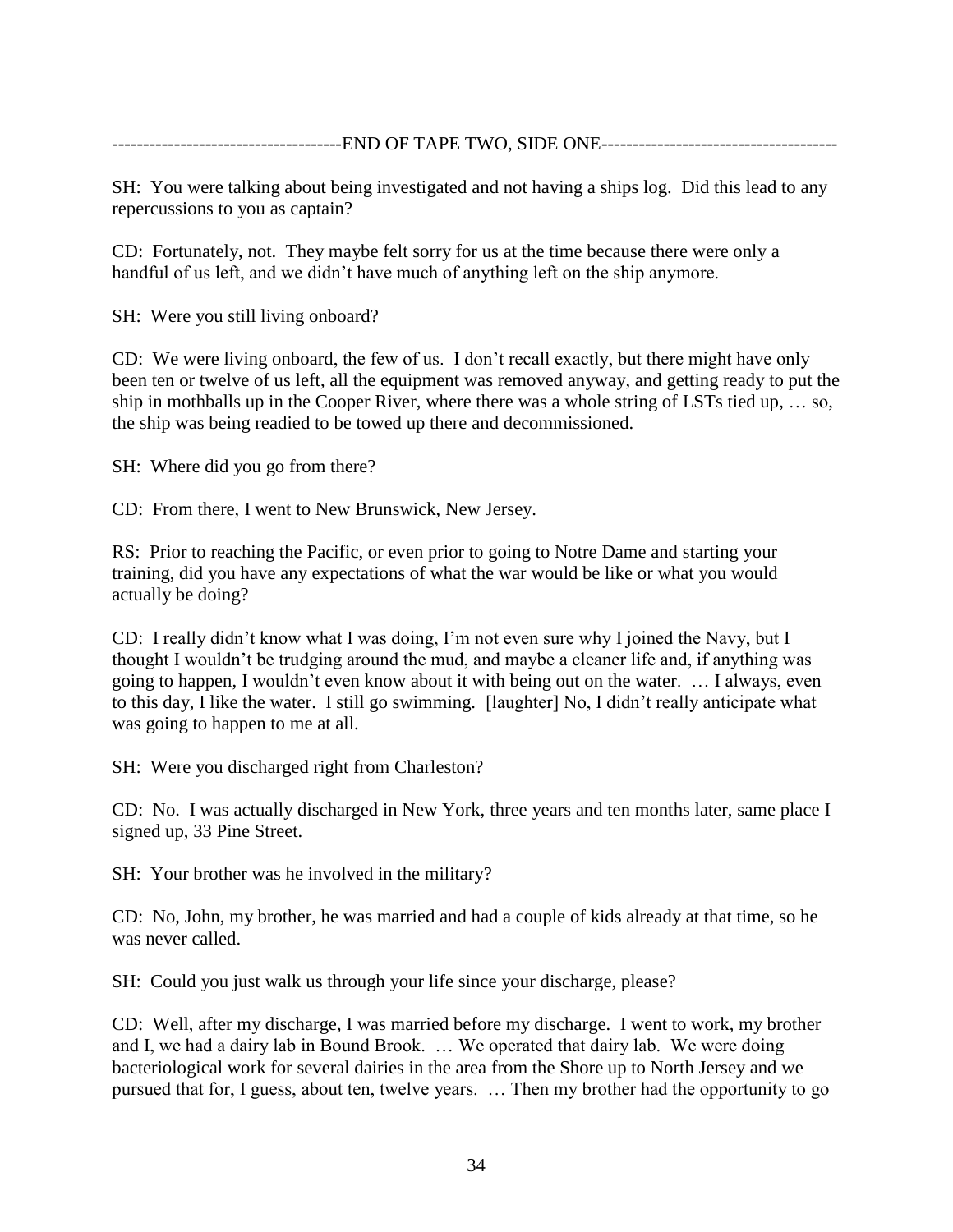-------------------------------------END OF TAPE TWO, SIDE ONE--------------------------------------

SH: You were talking about being investigated and not having a ships log. Did this lead to any repercussions to you as captain?

CD: Fortunately, not. They maybe felt sorry for us at the time because there were only a handful of us left, and we didn't have much of anything left on the ship anymore.

SH: Were you still living onboard?

CD: We were living onboard, the few of us. I don't recall exactly, but there might have only been ten or twelve of us left, all the equipment was removed anyway, and getting ready to put the ship in mothballs up in the Cooper River, where there was a whole string of LSTs tied up, … so, the ship was being readied to be towed up there and decommissioned.

SH: Where did you go from there?

CD: From there, I went to New Brunswick, New Jersey.

RS: Prior to reaching the Pacific, or even prior to going to Notre Dame and starting your training, did you have any expectations of what the war would be like or what you would actually be doing?

CD: I really didn't know what I was doing, I'm not even sure why I joined the Navy, but I thought I wouldn't be trudging around the mud, and maybe a cleaner life and, if anything was going to happen, I wouldn't even know about it with being out on the water. … I always, even to this day, I like the water. I still go swimming. [laughter] No, I didn't really anticipate what was going to happen to me at all.

SH: Were you discharged right from Charleston?

CD: No. I was actually discharged in New York, three years and ten months later, same place I signed up, 33 Pine Street.

SH: Your brother was he involved in the military?

CD: No, John, my brother, he was married and had a couple of kids already at that time, so he was never called.

SH: Could you just walk us through your life since your discharge, please?

CD: Well, after my discharge, I was married before my discharge. I went to work, my brother and I, we had a dairy lab in Bound Brook. … We operated that dairy lab. We were doing bacteriological work for several dairies in the area from the Shore up to North Jersey and we pursued that for, I guess, about ten, twelve years. … Then my brother had the opportunity to go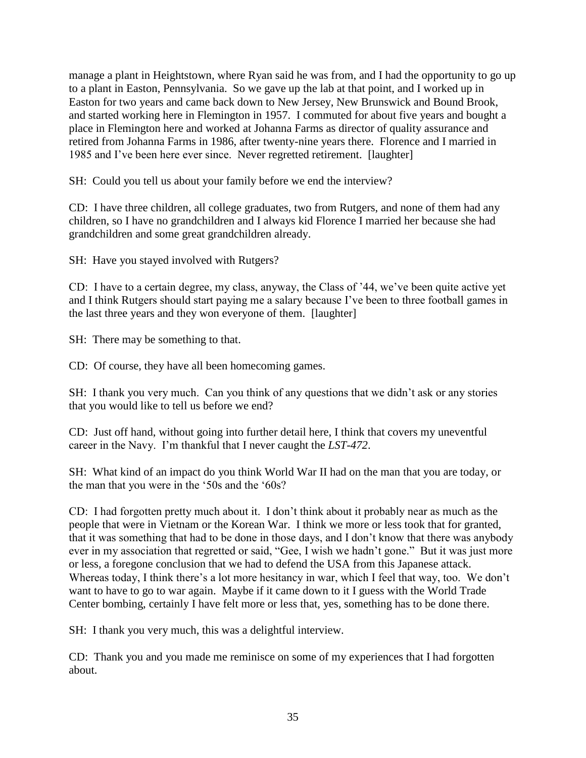manage a plant in Heightstown, where Ryan said he was from, and I had the opportunity to go up to a plant in Easton, Pennsylvania. So we gave up the lab at that point, and I worked up in Easton for two years and came back down to New Jersey, New Brunswick and Bound Brook, and started working here in Flemington in 1957. I commuted for about five years and bought a place in Flemington here and worked at Johanna Farms as director of quality assurance and retired from Johanna Farms in 1986, after twenty-nine years there. Florence and I married in 1985 and I've been here ever since. Never regretted retirement. [laughter]

SH: Could you tell us about your family before we end the interview?

CD: I have three children, all college graduates, two from Rutgers, and none of them had any children, so I have no grandchildren and I always kid Florence I married her because she had grandchildren and some great grandchildren already.

SH: Have you stayed involved with Rutgers?

CD: I have to a certain degree, my class, anyway, the Class of '44, we've been quite active yet and I think Rutgers should start paying me a salary because I've been to three football games in the last three years and they won everyone of them. [laughter]

SH: There may be something to that.

CD: Of course, they have all been homecoming games.

SH: I thank you very much. Can you think of any questions that we didn't ask or any stories that you would like to tell us before we end?

CD: Just off hand, without going into further detail here, I think that covers my uneventful career in the Navy. I'm thankful that I never caught the *LST-472*.

SH: What kind of an impact do you think World War II had on the man that you are today, or the man that you were in the '50s and the '60s?

CD: I had forgotten pretty much about it. I don't think about it probably near as much as the people that were in Vietnam or the Korean War. I think we more or less took that for granted, that it was something that had to be done in those days, and I don't know that there was anybody ever in my association that regretted or said, "Gee, I wish we hadn't gone." But it was just more or less, a foregone conclusion that we had to defend the USA from this Japanese attack. Whereas today, I think there's a lot more hesitancy in war, which I feel that way, too. We don't want to have to go to war again. Maybe if it came down to it I guess with the World Trade Center bombing, certainly I have felt more or less that, yes, something has to be done there.

SH: I thank you very much, this was a delightful interview.

CD: Thank you and you made me reminisce on some of my experiences that I had forgotten about.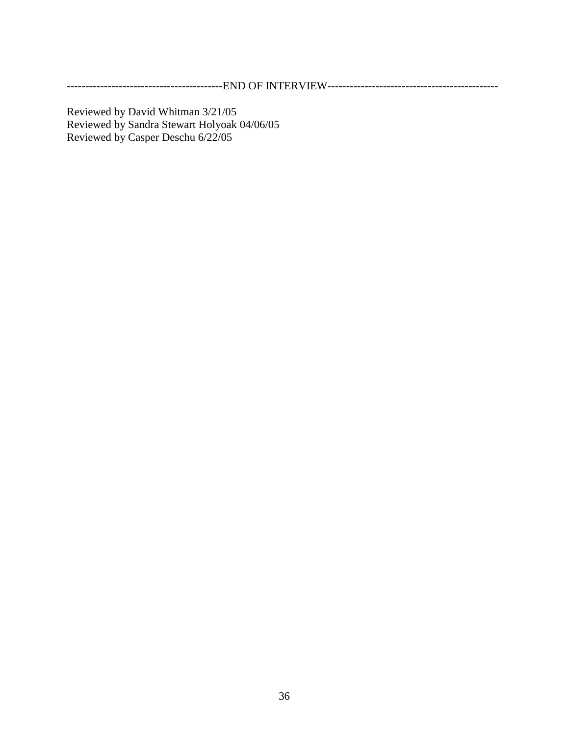-----------------------------------------END OF INTERVIEW---------------------------------------------

Reviewed by David Whitman 3/21/05  
Reviewed by Sandra Stewart Holyoak 04/06/05  
Reviewed by Casper Deschu 6/22/05